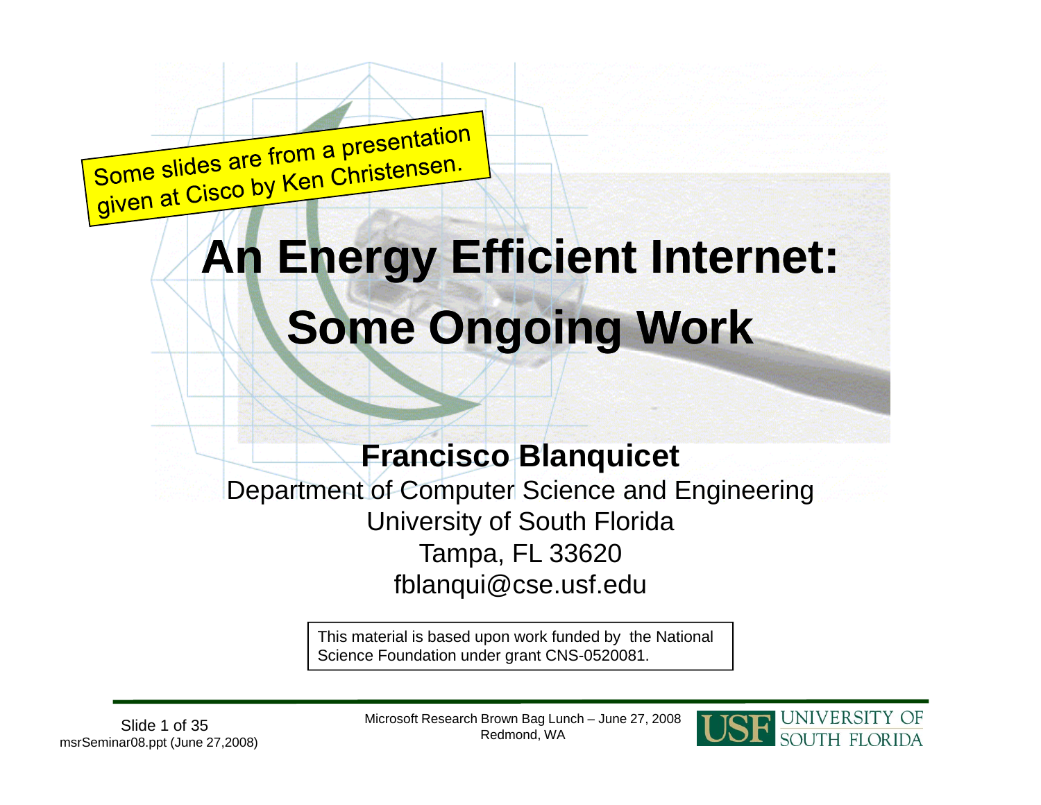Some slides are from a presentation given at Cisco by Ken Christensen.

# An Energy Efficient Internet: Some Ongoing Work

**Francisco Blanquicet**

Department of Computer Science and Engineering
University of South Florida
Tampa, FL 33620
fblanqui@cse.usf.edu

This material is based upon work funded by the National Science Foundation under grant CNS-0520081.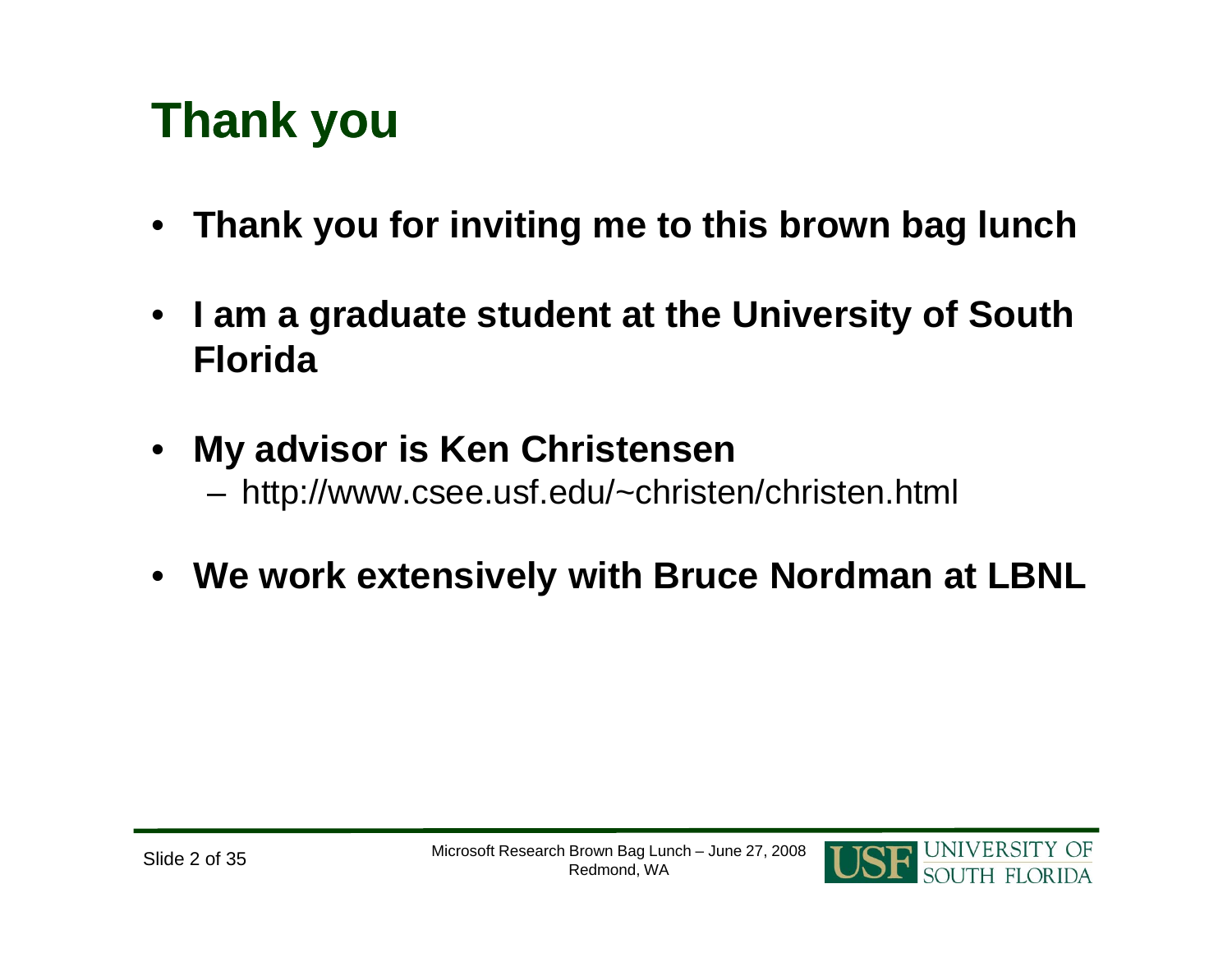# Thank you

- **Thank you for inviting me to this brown bag lunch**
- **I am a graduate student at the University of South Florida**
- **My advisor is Ken Christensen**
  - http://www.csee.usf.edu/~christen/christen.html
- **We work extensively with Bruce Nordman at LBNL**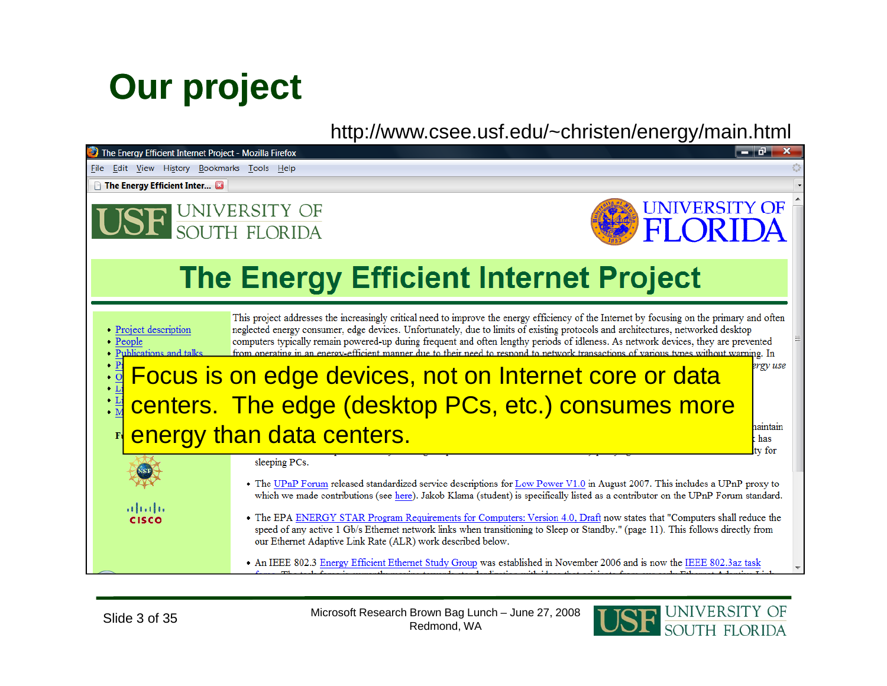# Our project

http://www.csee.usf.edu/~christen/energy/main.html

The Energy Efficient Internet Project - Mozilla Firefox

File Edit View History Bookmarks Tools Help

The Energy Efficient Inter...

USF UNIVERSITY OF SOUTH FLORIDA

UNIVERSITY OF FLORIDA

## The Energy Efficient Internet Project

- Project description
- People
- Publications and talks

This project addresses the increasingly critical need to improve the energy efficiency of the Internet by focusing on the primary and often neglected energy consumer, edge devices. Unfortunately, due to limits of existing protocols and architectures, networked desktop computers typically remain powered-up during frequent and often lengthy periods of idleness. As network devices, they are prevented from operating in an energy-efficient manner due to their need to respond to network transactions of various types without warning. In

**Focus is on edge devices, not on Internet core or data centers. The edge (desktop PCs, etc.) consumes more energy than data centers.**

sleeping PCs.

- The UPnP Forum released standardized service descriptions for Low Power V1.0 in August 2007. This includes a UPnP proxy to which we made contributions (see here). Jakob Klama (student) is specifically listed as a contributor on the UPnP Forum standard.
- The EPA ENERGY STAR Program Requirements for Computers: Version 4.0, Draft now states that "Computers shall reduce the speed of any active 1 Gb/s Ethernet network links when transitioning to Sleep or Standby." (page 11). This follows directly from our Ethernet Adaptive Link Rate (ALR) work described below.
- An IEEE 802.3 Energy Efficient Ethernet Study Group was established in November 2006 and is now the IEEE 802.3az task

Microsoft Research Brown Bag Lunch – June 27, 2008
Redmond, WA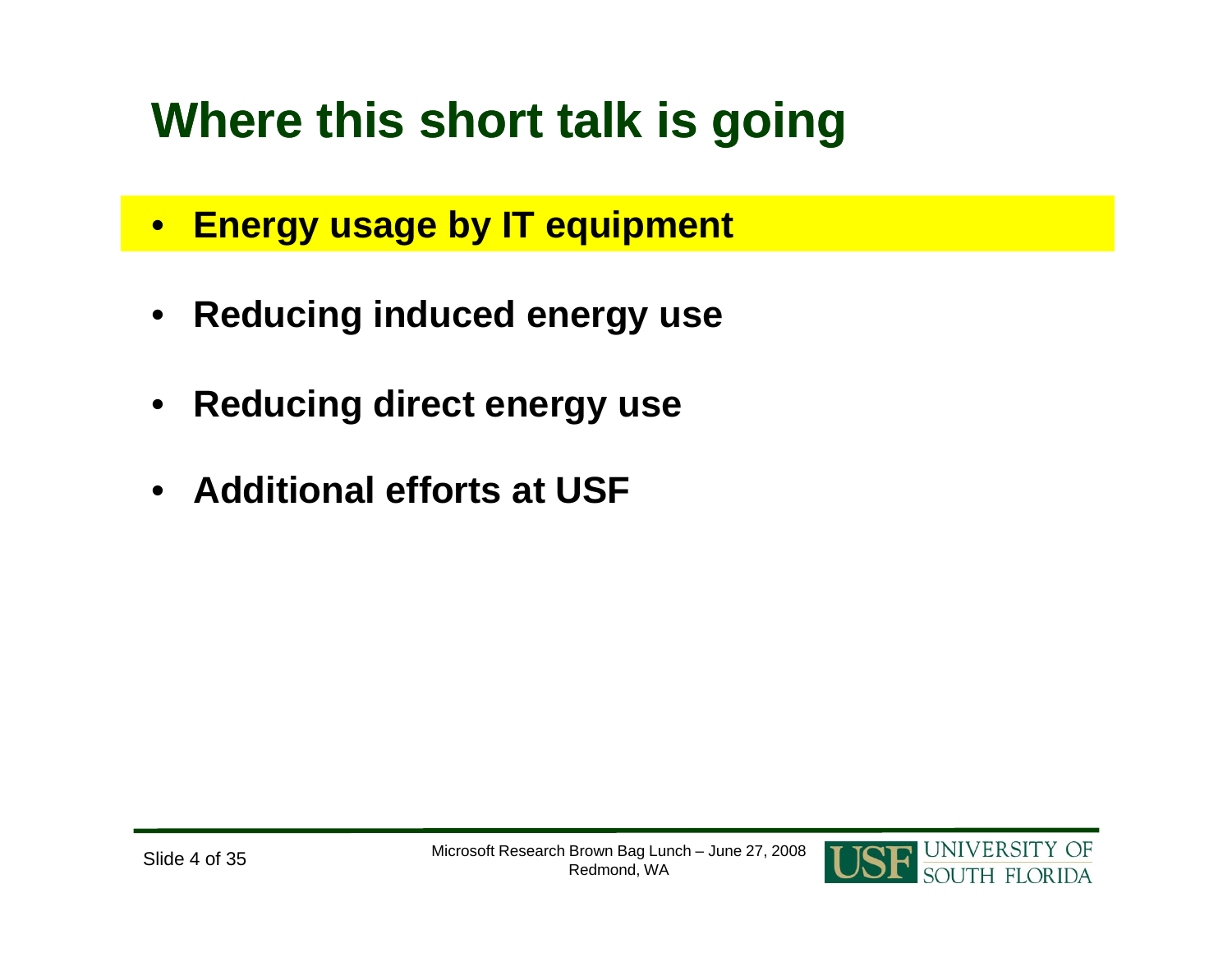# Where this short talk is going

- **Energy usage by IT equipment**
- **Reducing induced energy use**
- **Reducing direct energy use**
- **Additional efforts at USF**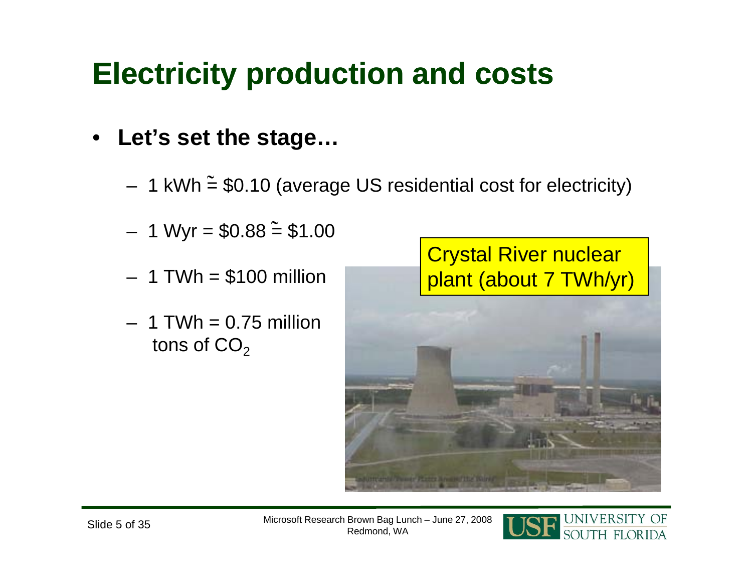# Electricity production and costs

- **Let's set the stage…**
  - 1 kWh ≅ \$0.10 (average US residential cost for electricity)
  - 1 Wyr = \$0.88 ≅ \$1.00
  - 1 TWh = \$100 million
  - 1 TWh = 0.75 million tons of $CO_2$

Crystal River nuclear plant (about 7 TWh/yr)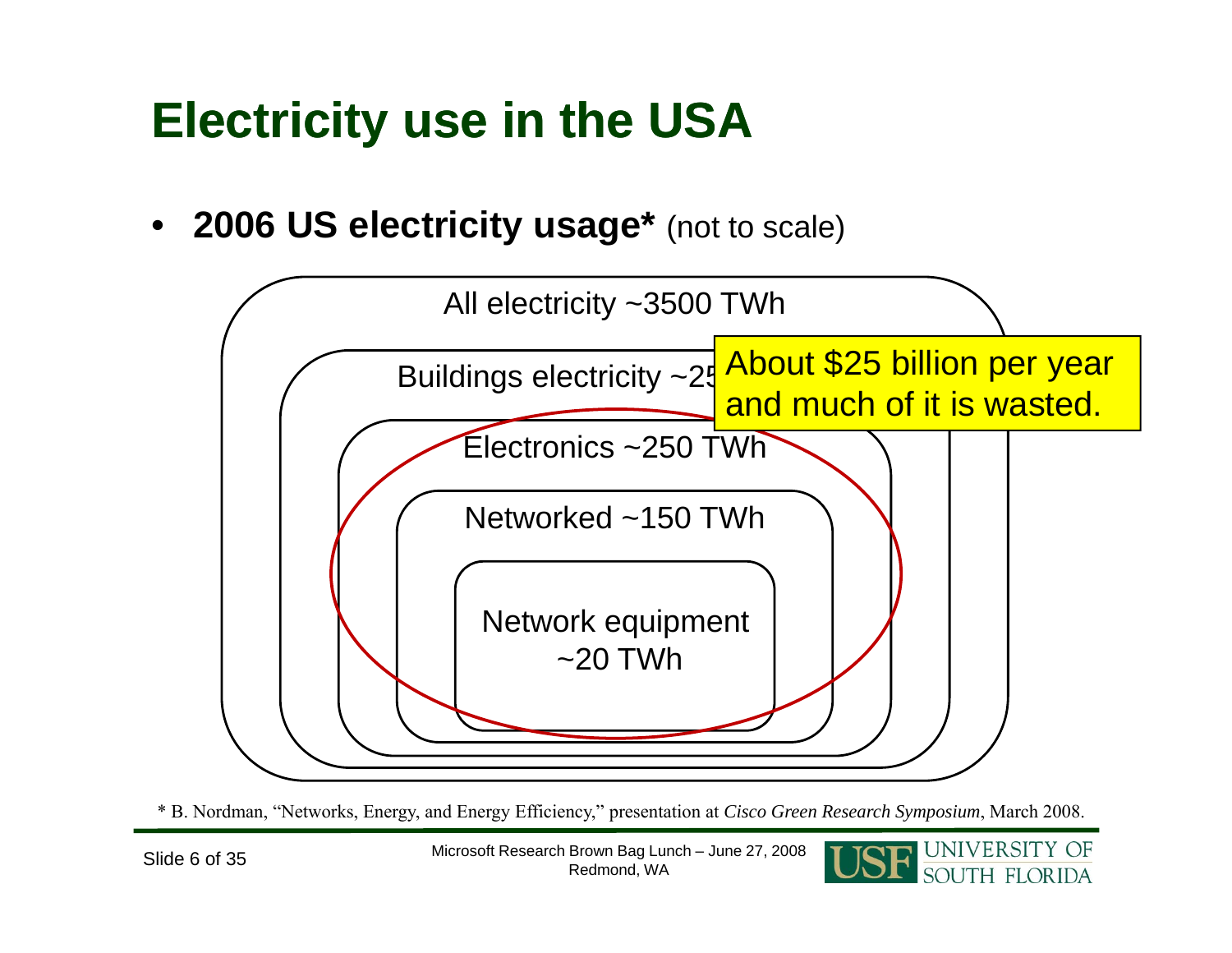# Electricity use in the USA

- **2006 US electricity usage*** (not to scale)

All electricity ~3500 TWh

Buildings electricity ~25

Electronics ~250 TWh

Networked ~150 TWh

Network equipment ~20 TWh

About $25 billion per year and much of it is wasted.

* B. Nordman, "Networks, Energy, and Energy Efficiency," presentation at *Cisco Green Research Symposium*, March 2008.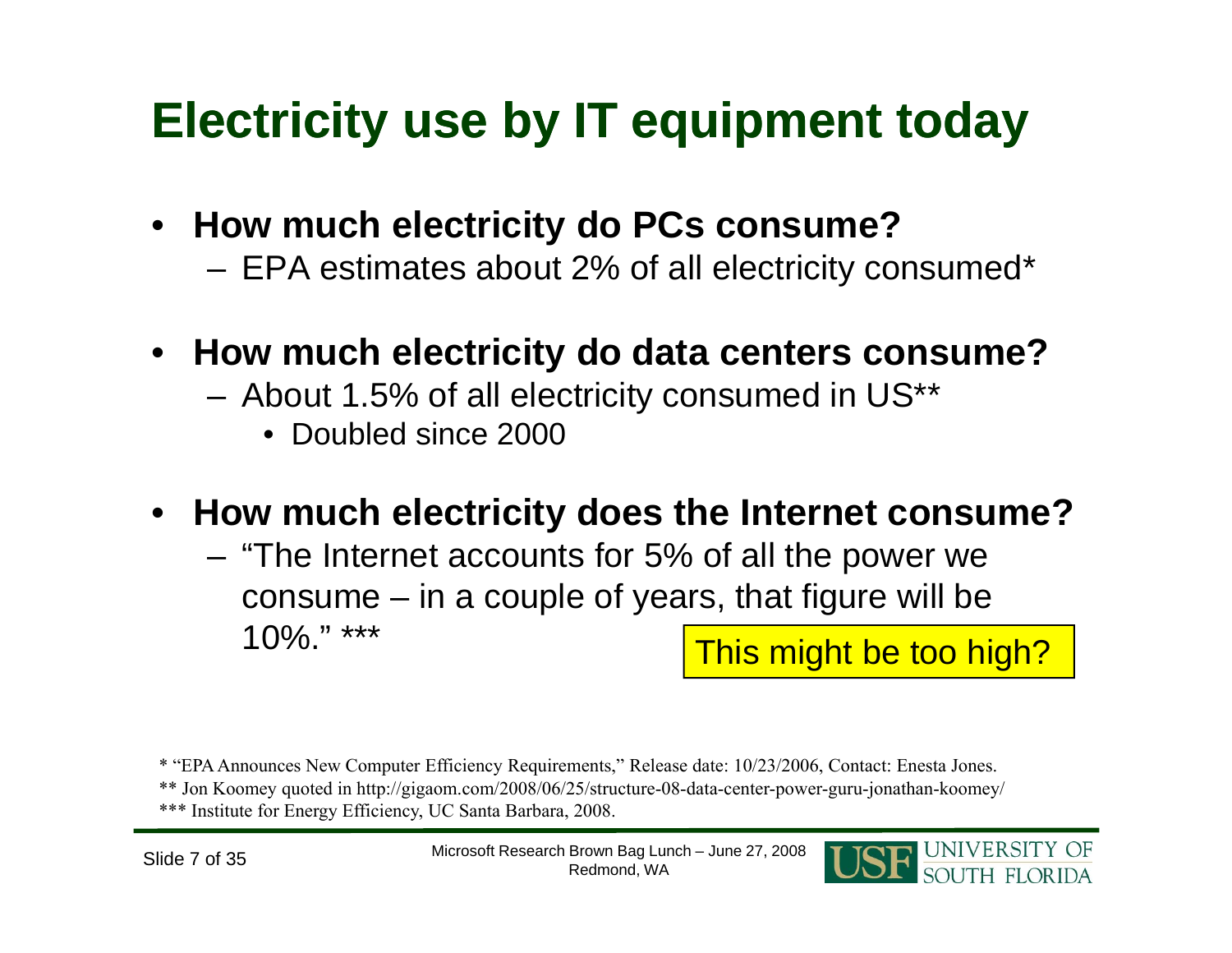# Electricity use by IT equipment today

- **How much electricity do PCs consume?**
  - EPA estimates about 2% of all electricity consumed*
- **How much electricity do data centers consume?**
  - About 1.5% of all electricity consumed in US**
    - Doubled since 2000
- **How much electricity does the Internet consume?**
  - "The Internet accounts for 5% of all the power we consume – in a couple of years, that figure will be 10%." ***

This might be too high?

* "EPA Announces New Computer Efficiency Requirements," Release date: 10/23/2006, Contact: Enesta Jones.
** Jon Koomey quoted in http://gigaom.com/2008/06/25/structure-08-data-center-power-guru-jonathan-koomey/
*** Institute for Energy Efficiency, UC Santa Barbara, 2008.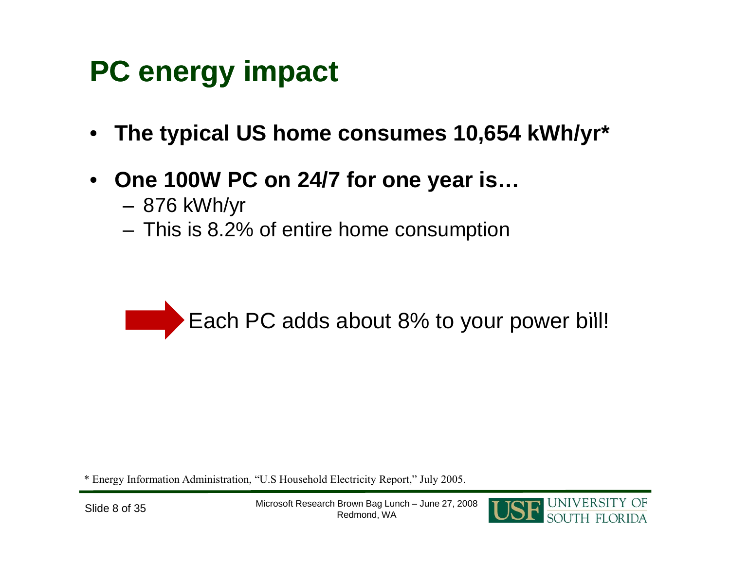# PC energy impact

- **The typical US home consumes 10,654 kWh/yr***
- **One 100W PC on 24/7 for one year is…**
  - 876 kWh/yr
  - This is 8.2% of entire home consumption

➡ Each PC adds about 8% to your power bill!

* Energy Information Administration, "U.S Household Electricity Report," July 2005.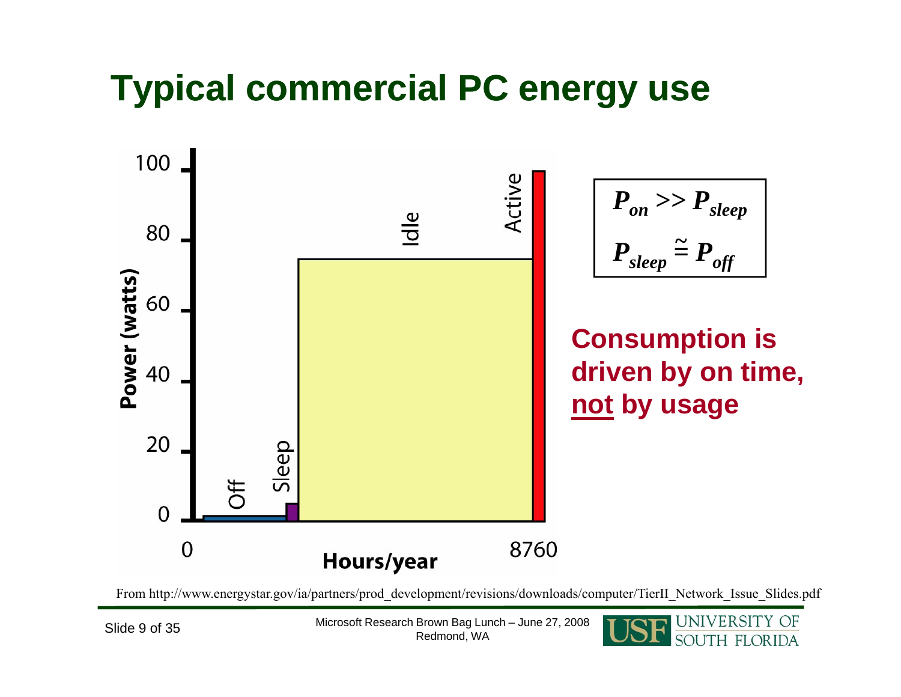# Typical commercial PC energy use

Power (watts)

100

80

60

40

20

0

Off

Sleep

Idle

Active

0

Hours/year

8760

$$P_{on} >> P_{sleep}$$

$$P_{sleep} \cong P_{off}$$

**Consumption is driven by on time, <u>not</u> by usage**

From http://www.energystar.gov/ia/partners/prod_development/revisions/downloads/computer/TierII_Network_Issue_Slides.pdf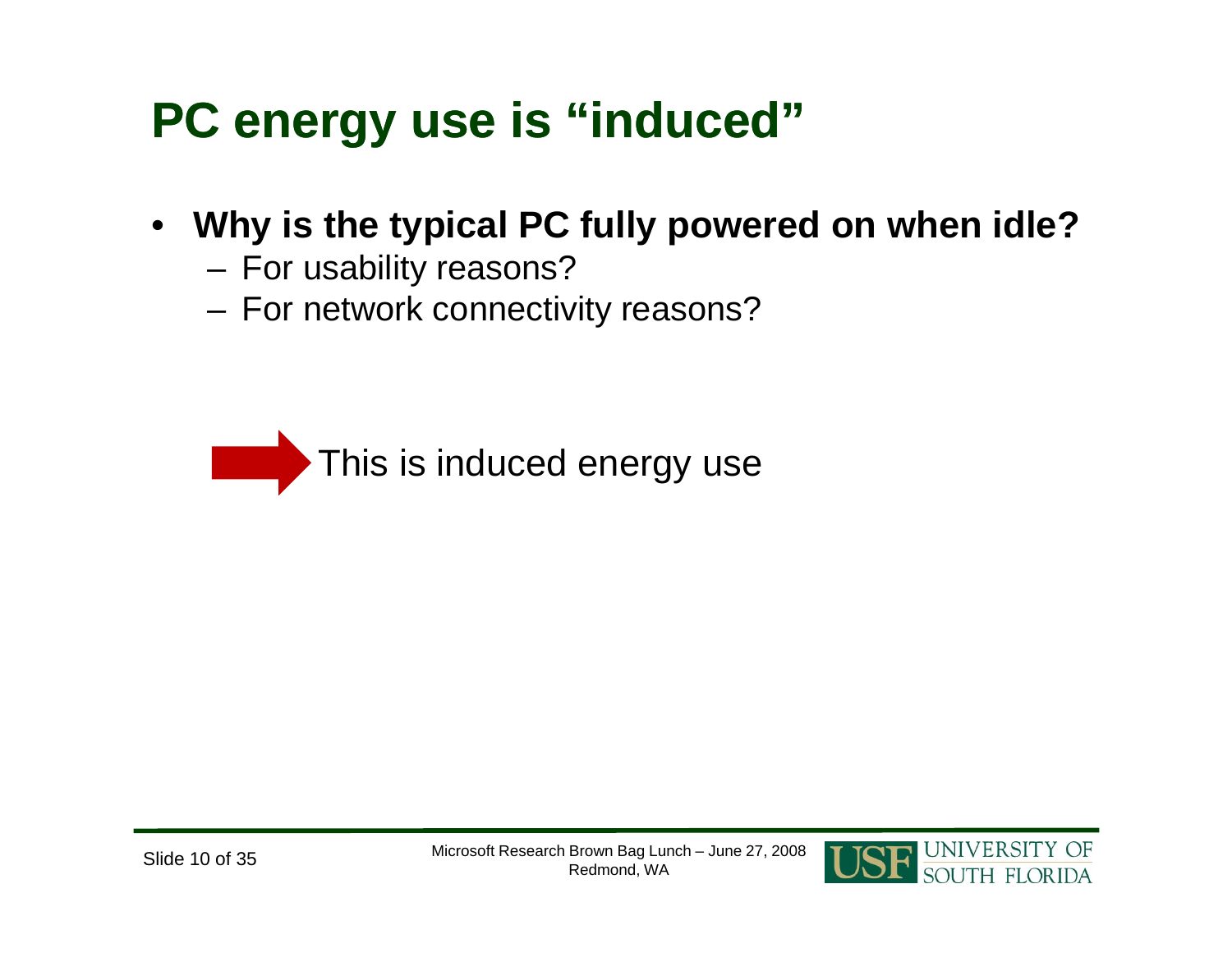# PC energy use is "induced"

- **Why is the typical PC fully powered on when idle?**
  - For usability reasons?
  - For network connectivity reasons?

→ This is induced energy use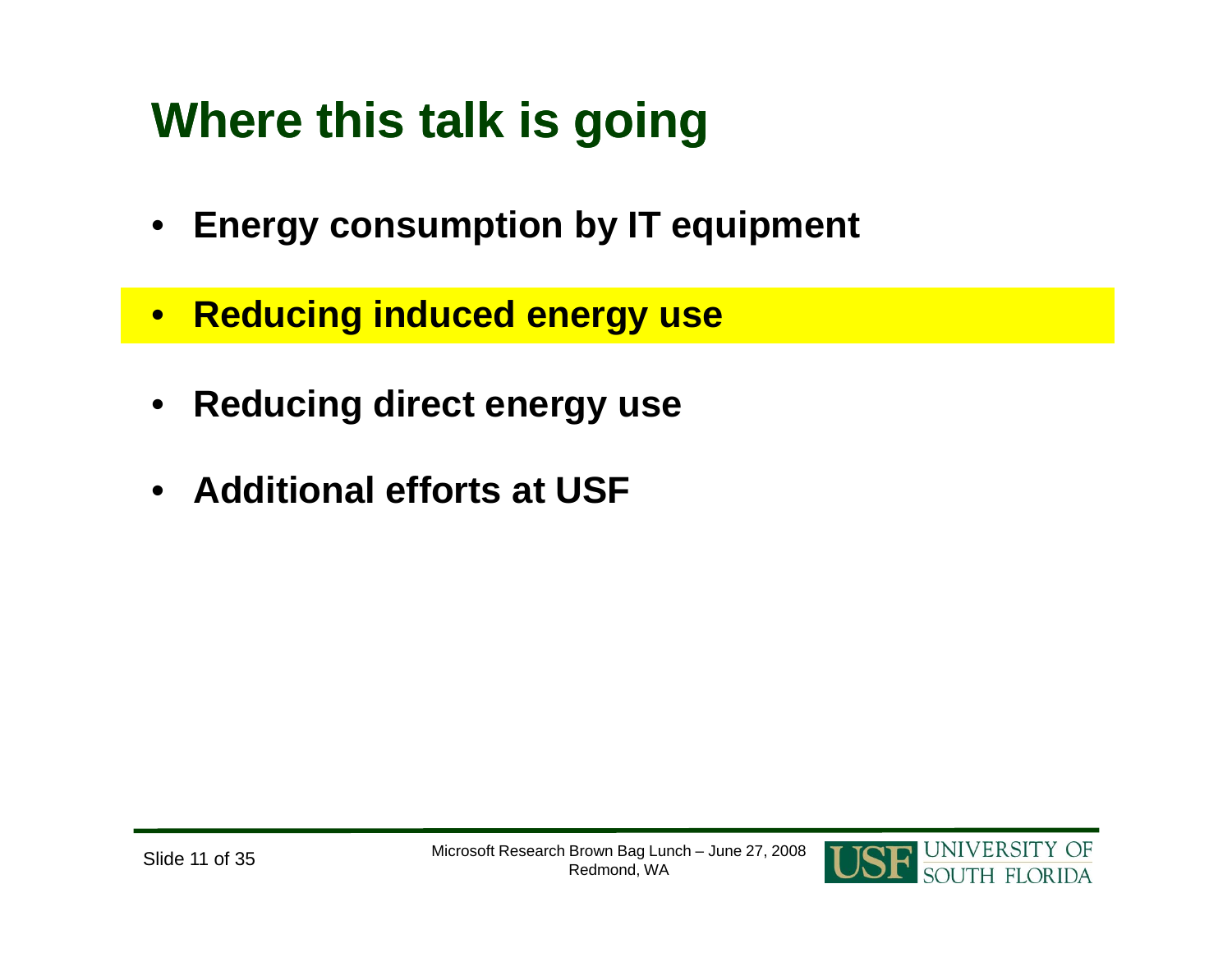# Where this talk is going

- **Energy consumption by IT equipment**
- **Reducing induced energy use**
- **Reducing direct energy use**
- **Additional efforts at USF**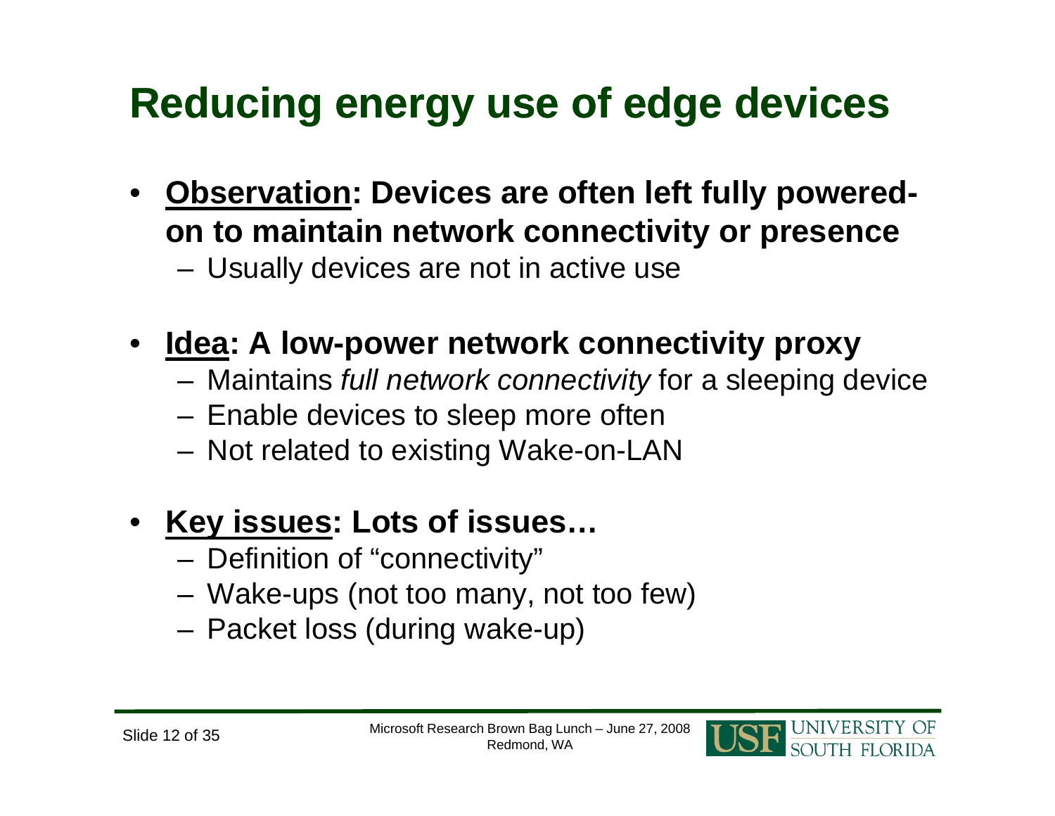# Reducing energy use of edge devices

- **Observation: Devices are often left fully powered-on to maintain network connectivity or presence**
  - Usually devices are not in active use
- **Idea: A low-power network connectivity proxy**
  - Maintains *full network connectivity* for a sleeping device
  - Enable devices to sleep more often
  - Not related to existing Wake-on-LAN
- **Key issues: Lots of issues…**
  - Definition of "connectivity"
  - Wake-ups (not too many, not too few)
  - Packet loss (during wake-up)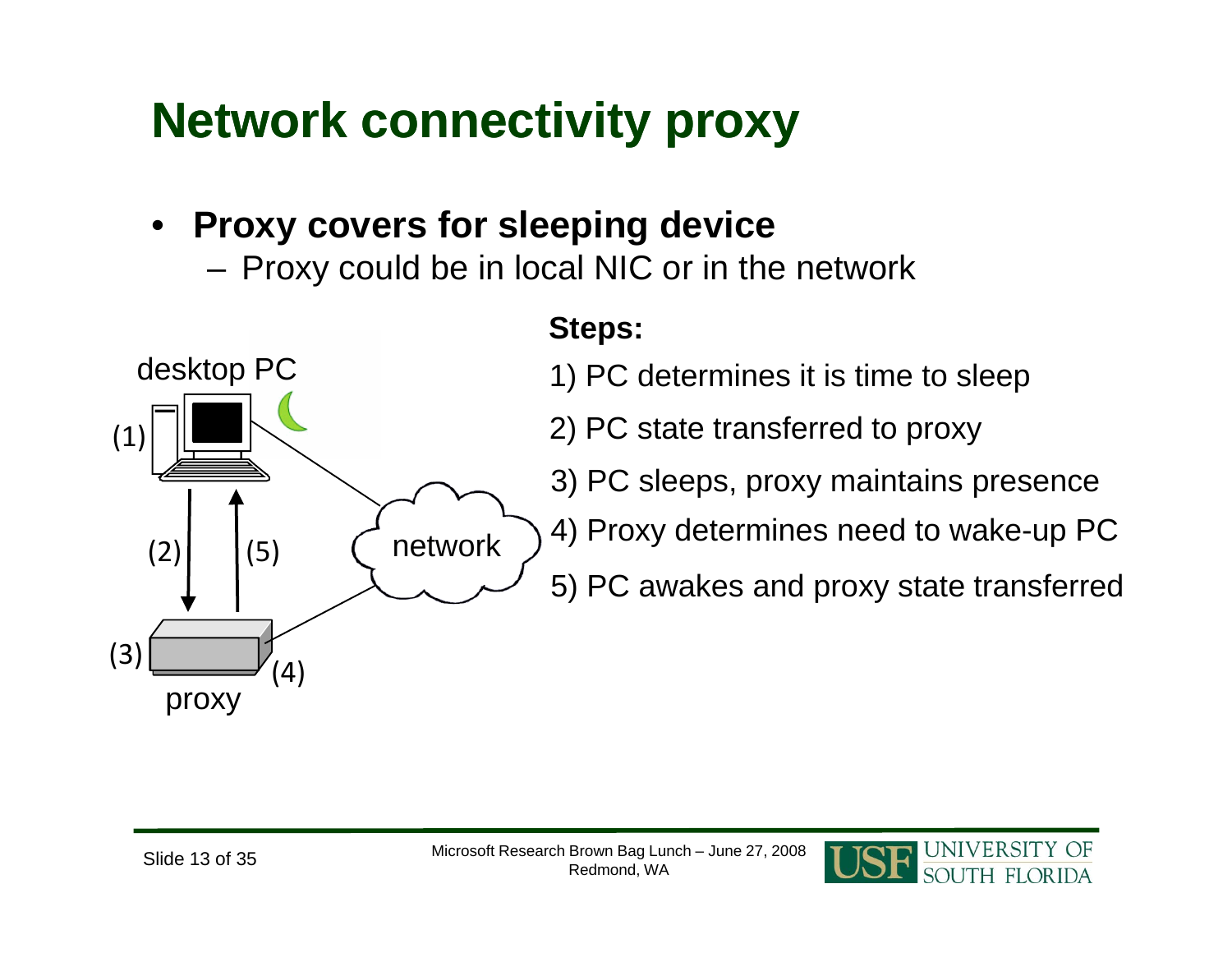# Network connectivity proxy

- **Proxy covers for sleeping device**
  - Proxy could be in local NIC or in the network

desktop PC (1) (2) (5) network (3) (4) proxy

**Steps:**

1) PC determines it is time to sleep

2) PC state transferred to proxy

3) PC sleeps, proxy maintains presence

4) Proxy determines need to wake-up PC

5) PC awakes and proxy state transferred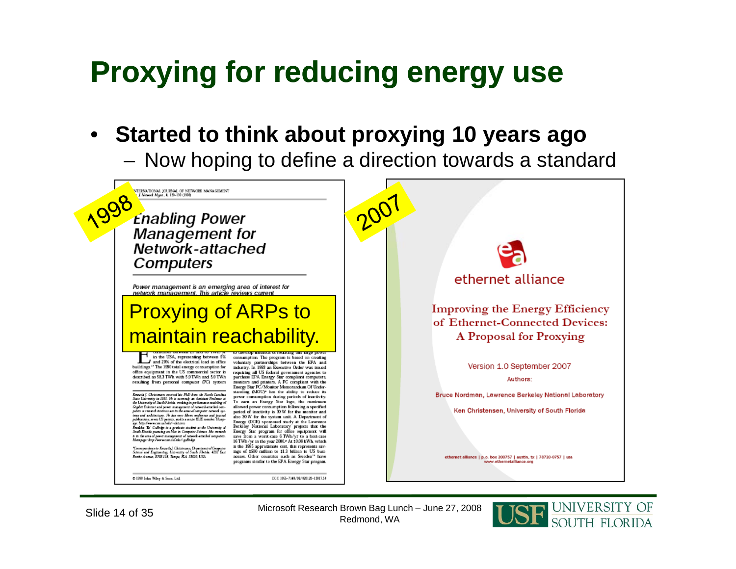# Proxying for reducing energy use

- **Started to think about proxying 10 years ago**
  - Now hoping to define a direction towards a standard

1998

INTERNATIONAL JOURNAL OF NETWORK MANAGEMENT
Int. J. Network Mgmt., 8, 120–130 (1998)

*Enabling Power Management for Network-attached Computers*

Power management is an emerging area of interest for network management. This article reviews current

Proxying of ARPs to maintain reachability.

2007

ethernet alliance

Improving the Energy Efficiency of Ethernet-Connected Devices: A Proposal for Proxying

Version 1.0 September 2007

Authors:

Bruce Nordman, Lawrence Berkeley National Laboratory

Ken Christensen, University of South Florida

ethernet alliance | p.o. box 200757 | austin, tx | 78720-0757 | usa
www.ethernetalliance.org

Microsoft Research Brown Bag Lunch – June 27, 2008
Redmond, WA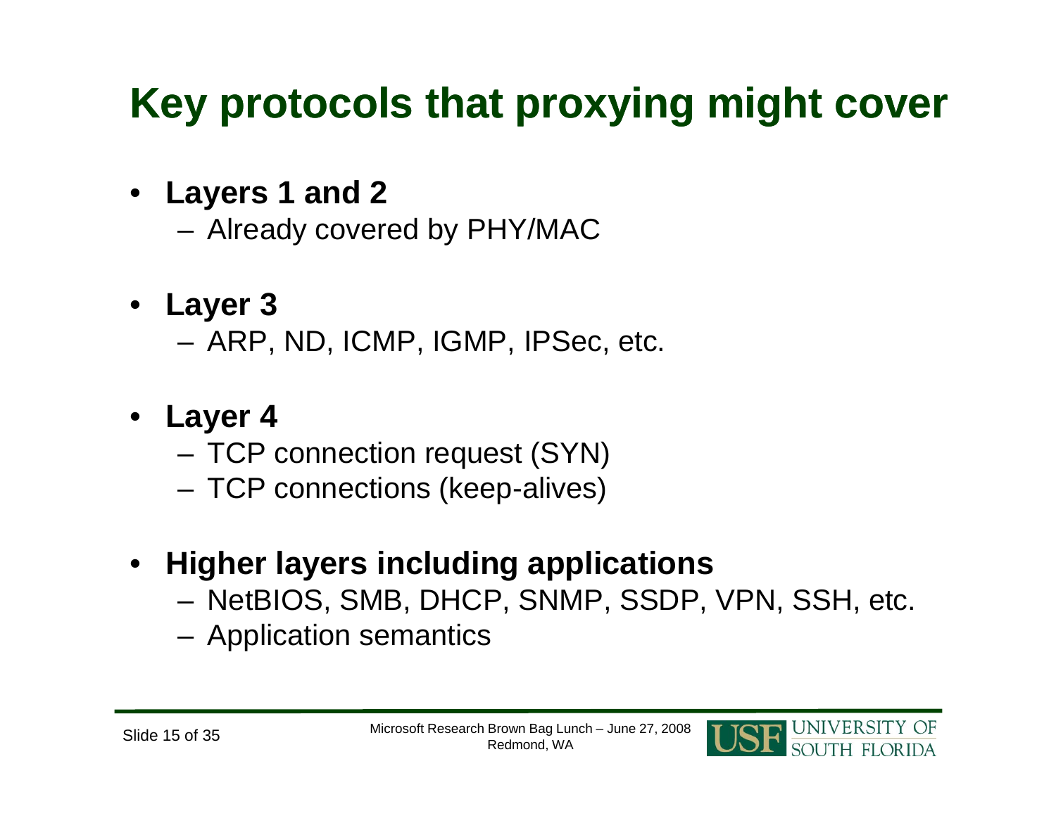# Key protocols that proxying might cover

- **Layers 1 and 2**
  - Already covered by PHY/MAC
- **Layer 3**
  - ARP, ND, ICMP, IGMP, IPSec, etc.
- **Layer 4**
  - TCP connection request (SYN)
  - TCP connections (keep-alives)
- **Higher layers including applications**
  - NetBIOS, SMB, DHCP, SNMP, SSDP, VPN, SSH, etc.
  - Application semantics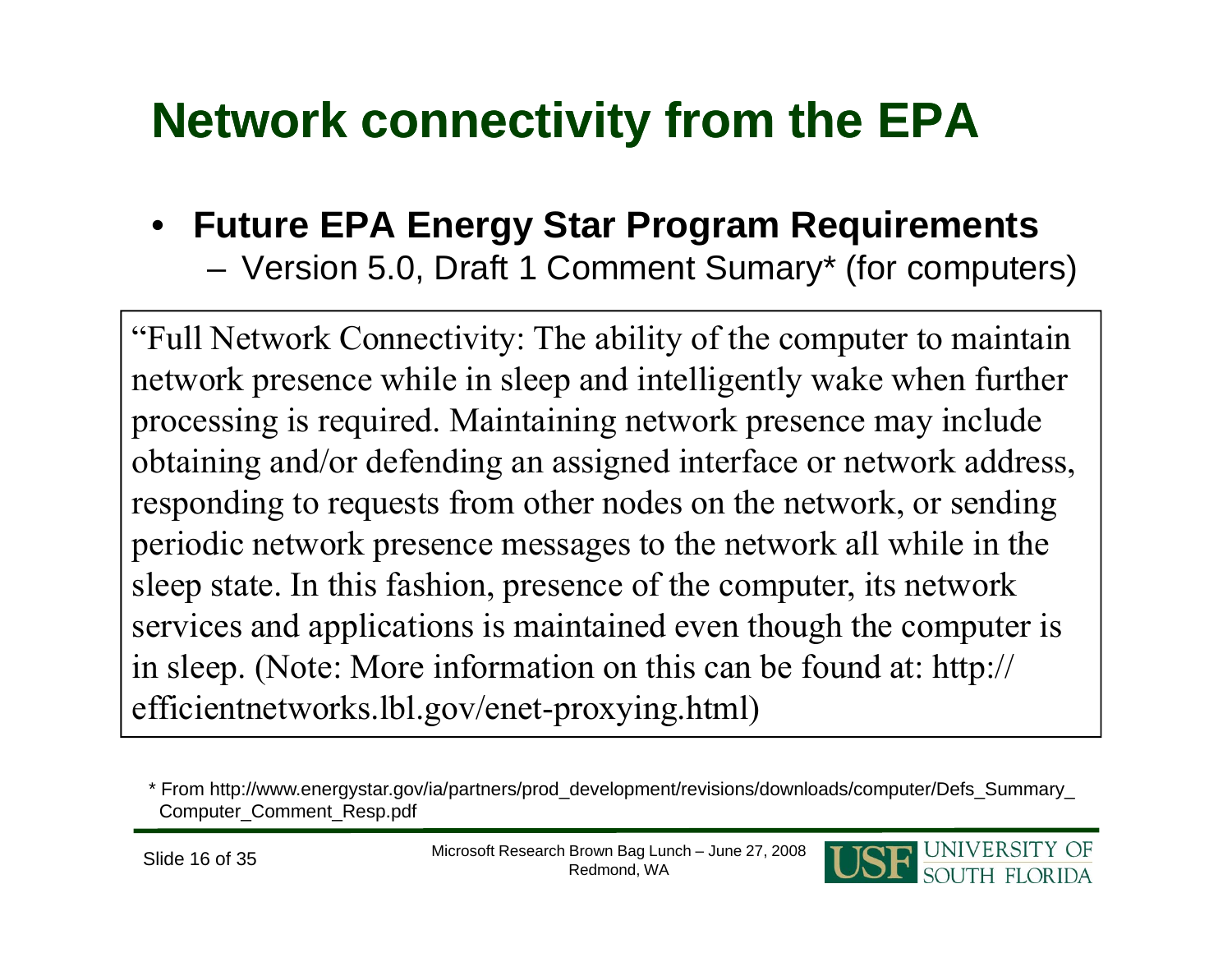# Network connectivity from the EPA

- **Future EPA Energy Star Program Requirements**
  - Version 5.0, Draft 1 Comment Sumary* (for computers)

> “Full Network Connectivity: The ability of the computer to maintain network presence while in sleep and intelligently wake when further processing is required. Maintaining network presence may include obtaining and/or defending an assigned interface or network address, responding to requests from other nodes on the network, or sending periodic network presence messages to the network all while in the sleep state. In this fashion, presence of the computer, its network services and applications is maintained even though the computer is in sleep. (Note: More information on this can be found at: http://efficientnetworks.lbl.gov/enet-proxying.html)

* From http://www.energystar.gov/ia/partners/prod_development/revisions/downloads/computer/Defs_Summary_Computer_Comment_Resp.pdf

Microsoft Research Brown Bag Lunch – June 27, 2008
Redmond, WA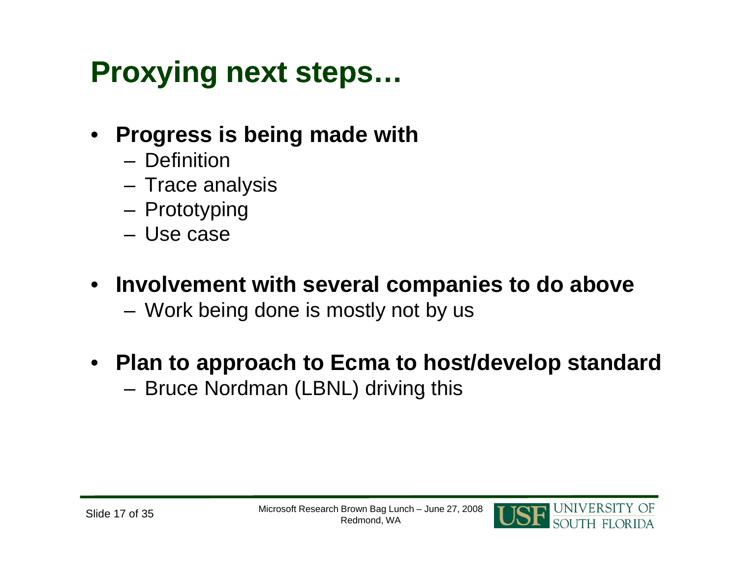# Proxying next steps…

- **Progress is being made with**
  - Definition
  - Trace analysis
  - Prototyping
  - Use case
- **Involvement with several companies to do above**
  - Work being done is mostly not by us
- **Plan to approach to Ecma to host/develop standard**
  - Bruce Nordman (LBNL) driving this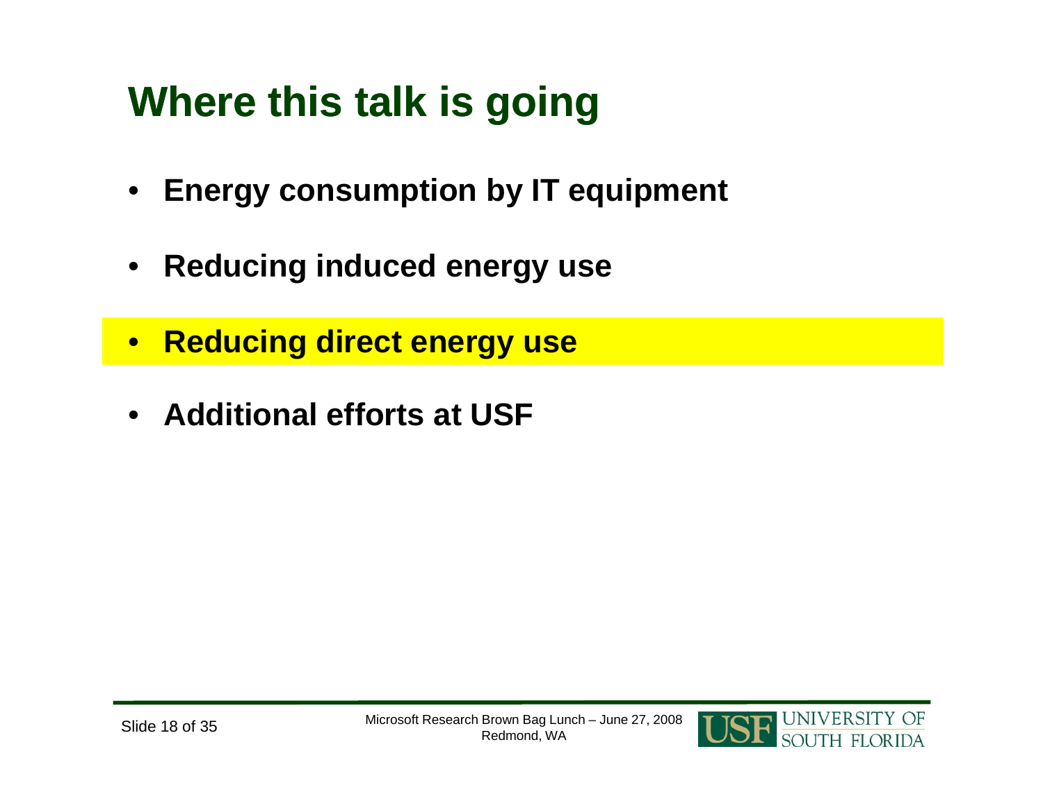# Where this talk is going

- **Energy consumption by IT equipment**
- **Reducing induced energy use**
- **Reducing direct energy use**
- **Additional efforts at USF**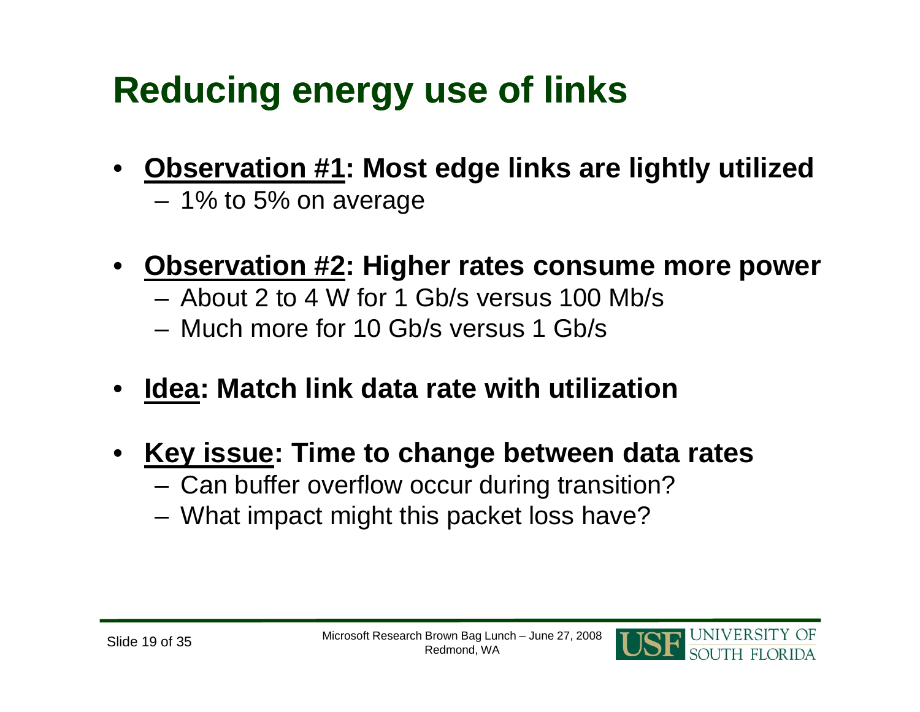# Reducing energy use of links

- **<u>Observation #1</u>: Most edge links are lightly utilized**
  - 1% to 5% on average
- **<u>Observation #2</u>: Higher rates consume more power**
  - About 2 to 4 W for 1 Gb/s versus 100 Mb/s
  - Much more for 10 Gb/s versus 1 Gb/s
- **<u>Idea</u>: Match link data rate with utilization**
- **<u>Key issue</u>: Time to change between data rates**
  - Can buffer overflow occur during transition?
  - What impact might this packet loss have?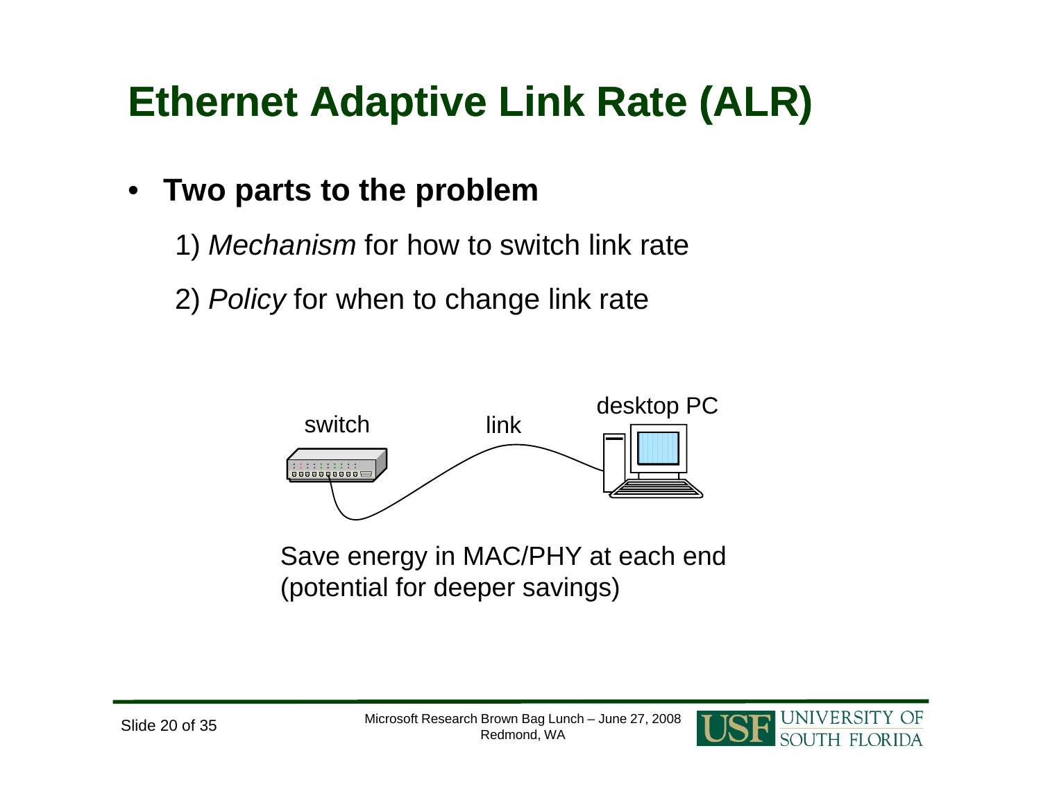# Ethernet Adaptive Link Rate (ALR)

- **Two parts to the problem**

  1) *Mechanism* for how to switch link rate

  2) *Policy* for when to change link rate

switch — link — desktop PC

Save energy in MAC/PHY at each end
(potential for deeper savings)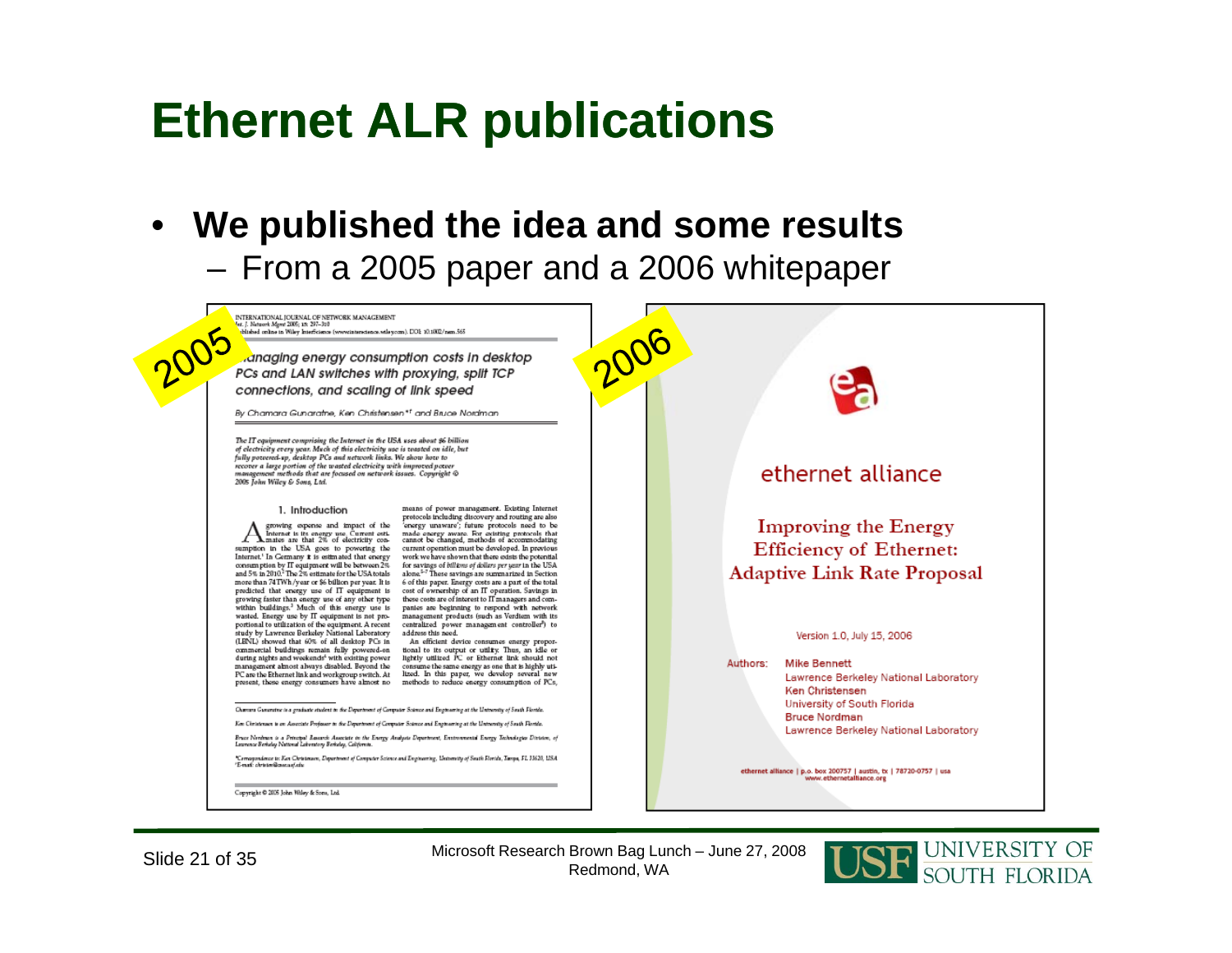# Ethernet ALR publications

- **We published the idea and some results**
  - From a 2005 paper and a 2006 whitepaper

2005

INTERNATIONAL JOURNAL OF NETWORK MANAGEMENT

*Managing energy consumption costs in desktop PCs and LAN switches with proxying, split TCP connections, and scaling of link speed*

By Chamara Gunaratne, Ken Christensen*† and Bruce Nordman

2006

ethernet alliance

Improving the Energy Efficiency of Ethernet: Adaptive Link Rate Proposal

Version 1.0, July 15, 2006

Authors: Mike Bennett, Lawrence Berkeley National Laboratory; Ken Christensen, University of South Florida; Bruce Nordman, Lawrence Berkeley National Laboratory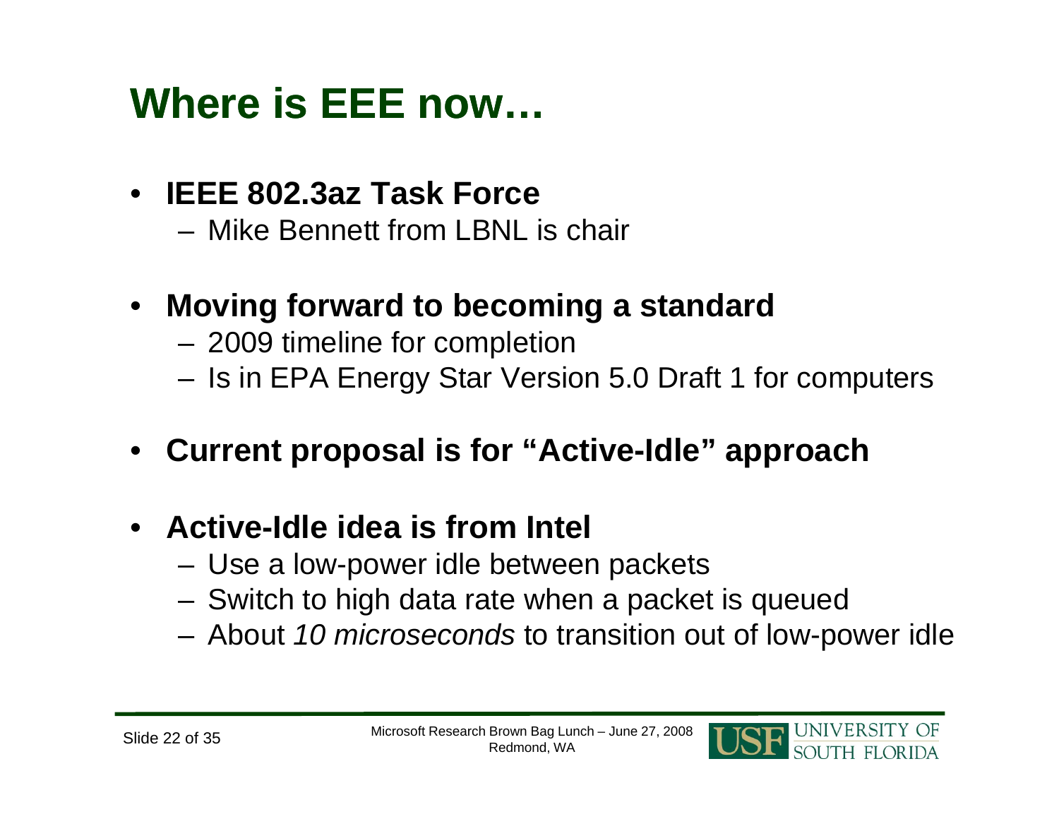# Where is EEE now…

- **IEEE 802.3az Task Force**
  - Mike Bennett from LBNL is chair
- **Moving forward to becoming a standard**
  - 2009 timeline for completion
  - Is in EPA Energy Star Version 5.0 Draft 1 for computers
- **Current proposal is for "Active-Idle" approach**
- **Active-Idle idea is from Intel**
  - Use a low-power idle between packets
  - Switch to high data rate when a packet is queued
  - About *10 microseconds* to transition out of low-power idle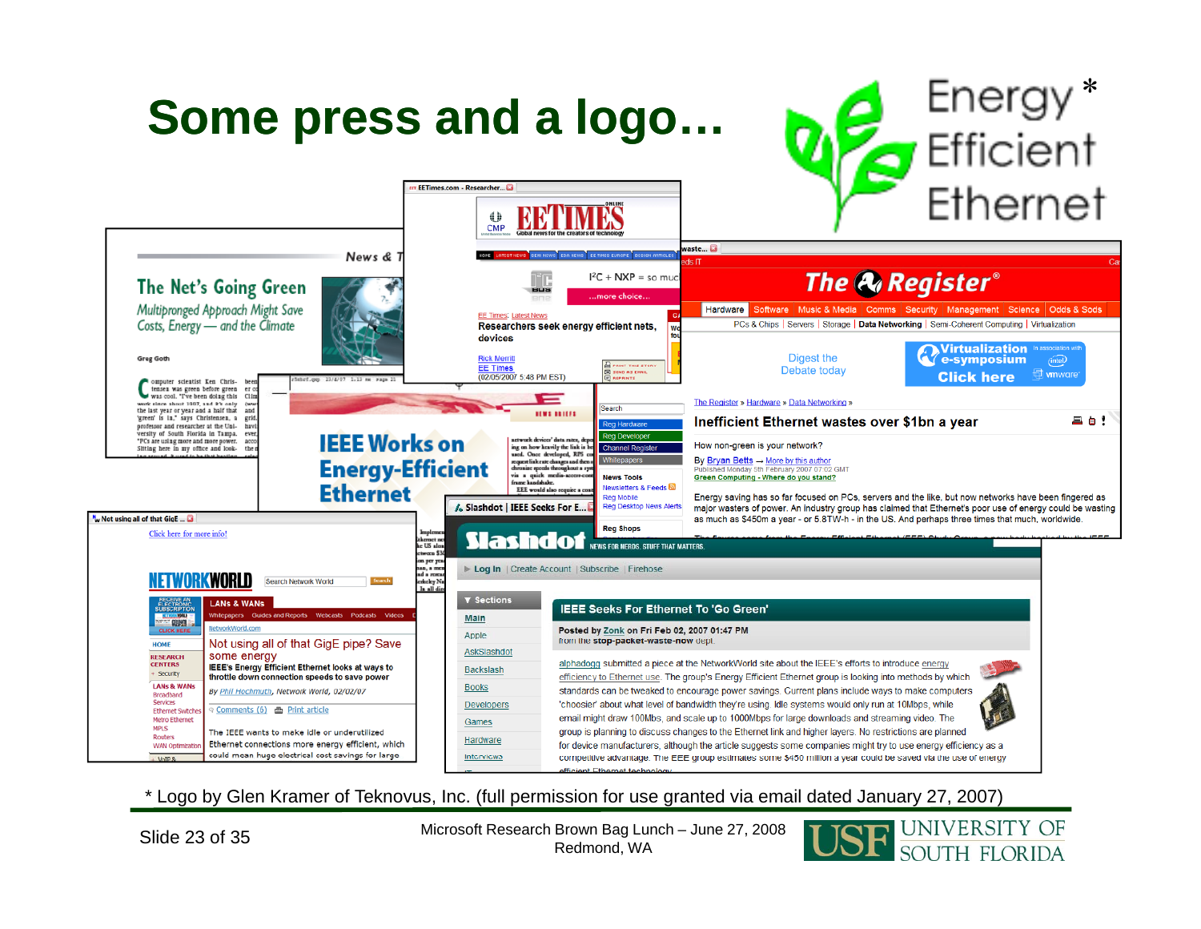# Some press and a logo…

Energy Efficient Ethernet *

* Logo by Glen Kramer of Teknovus, Inc. (full permission for use granted via email dated January 27, 2007)

Microsoft Research Brown Bag Lunch – June 27, 2008
Redmond, WA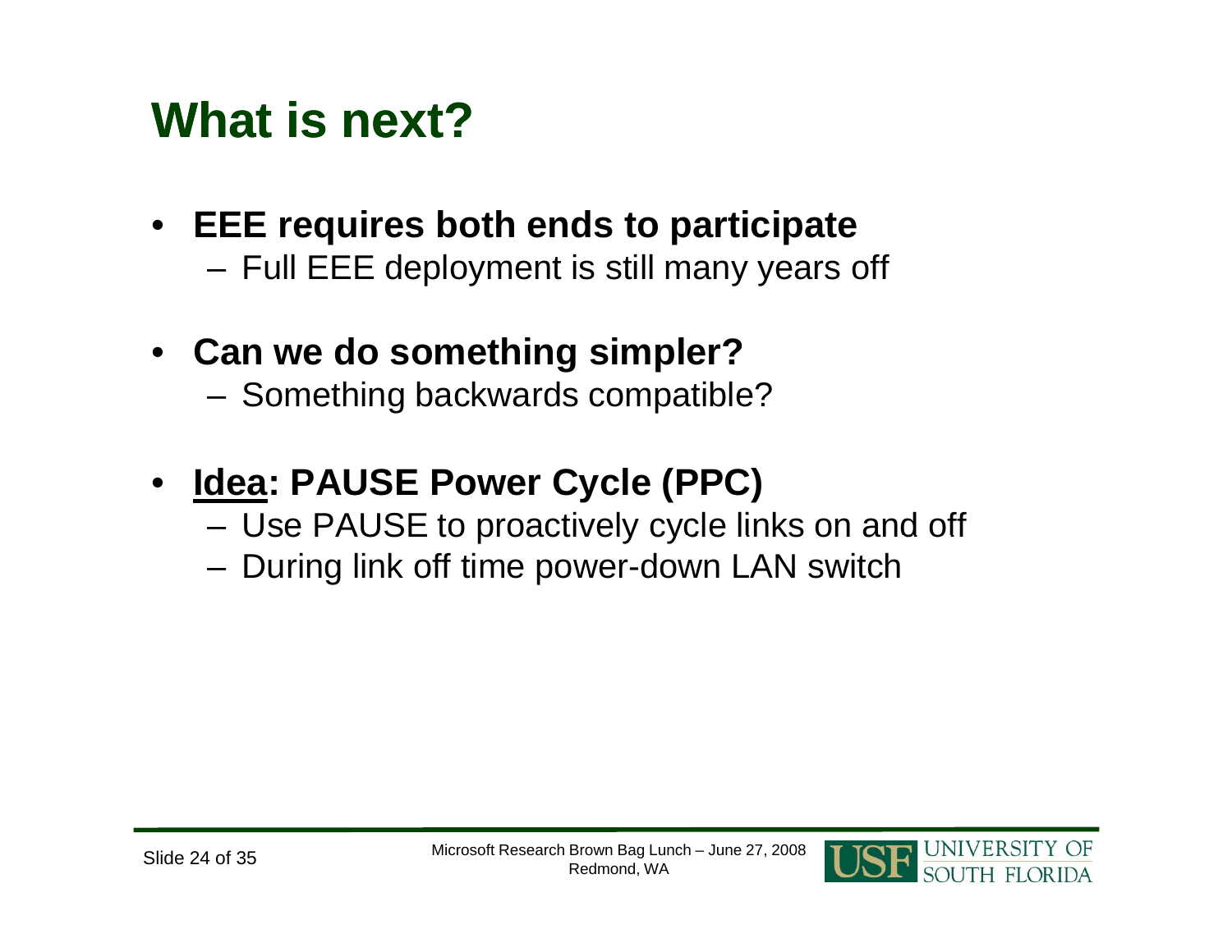# What is next?

- **EEE requires both ends to participate**
  - Full EEE deployment is still many years off
- **Can we do something simpler?**
  - Something backwards compatible?
- **<u>Idea</u>: PAUSE Power Cycle (PPC)**
  - Use PAUSE to proactively cycle links on and off
  - During link off time power-down LAN switch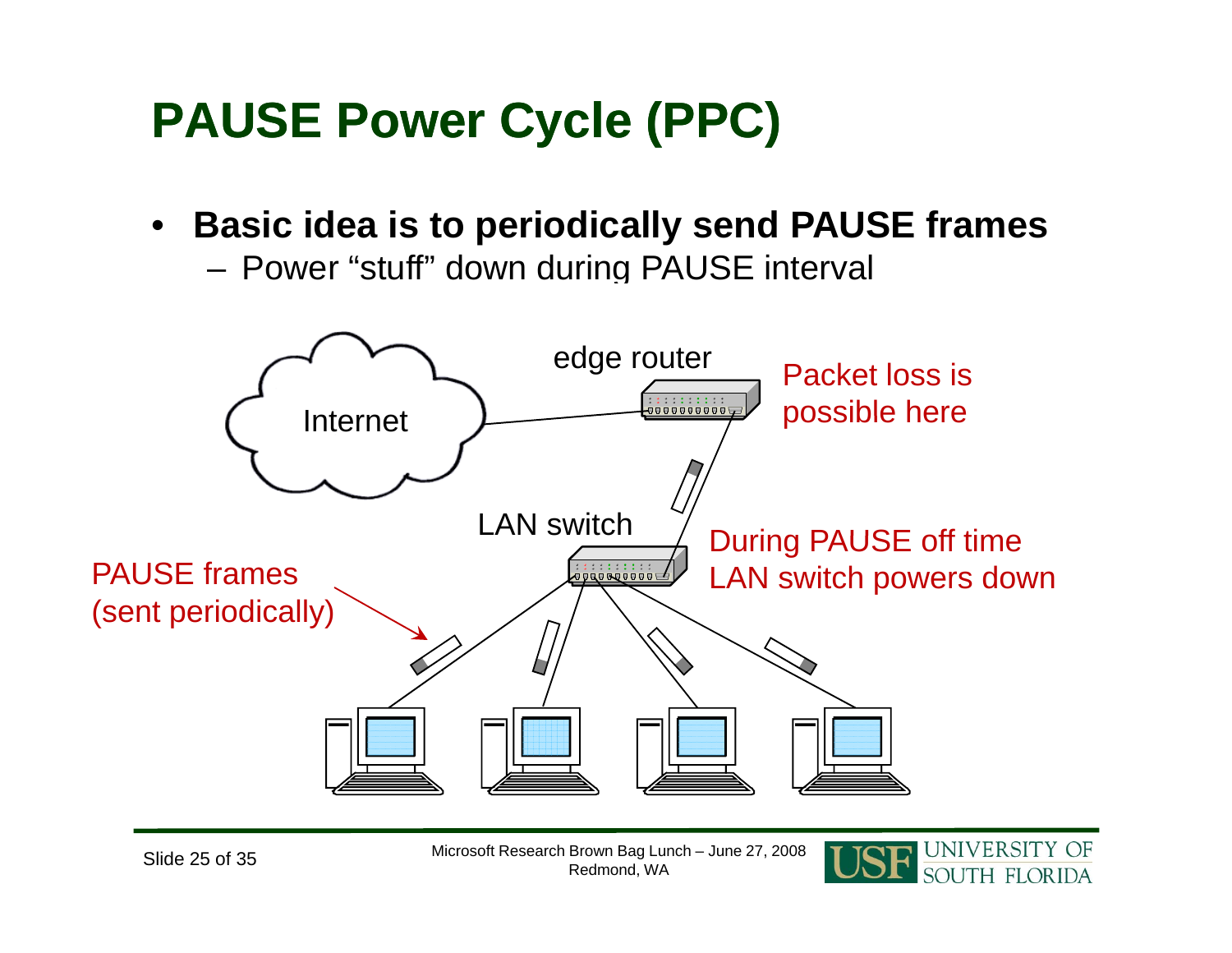# PAUSE Power Cycle (PPC)

- **Basic idea is to periodically send PAUSE frames**
  - Power "stuff" down during PAUSE interval

Internet

edge router

Packet loss is possible here

LAN switch

During PAUSE off time LAN switch powers down

PAUSE frames (sent periodically)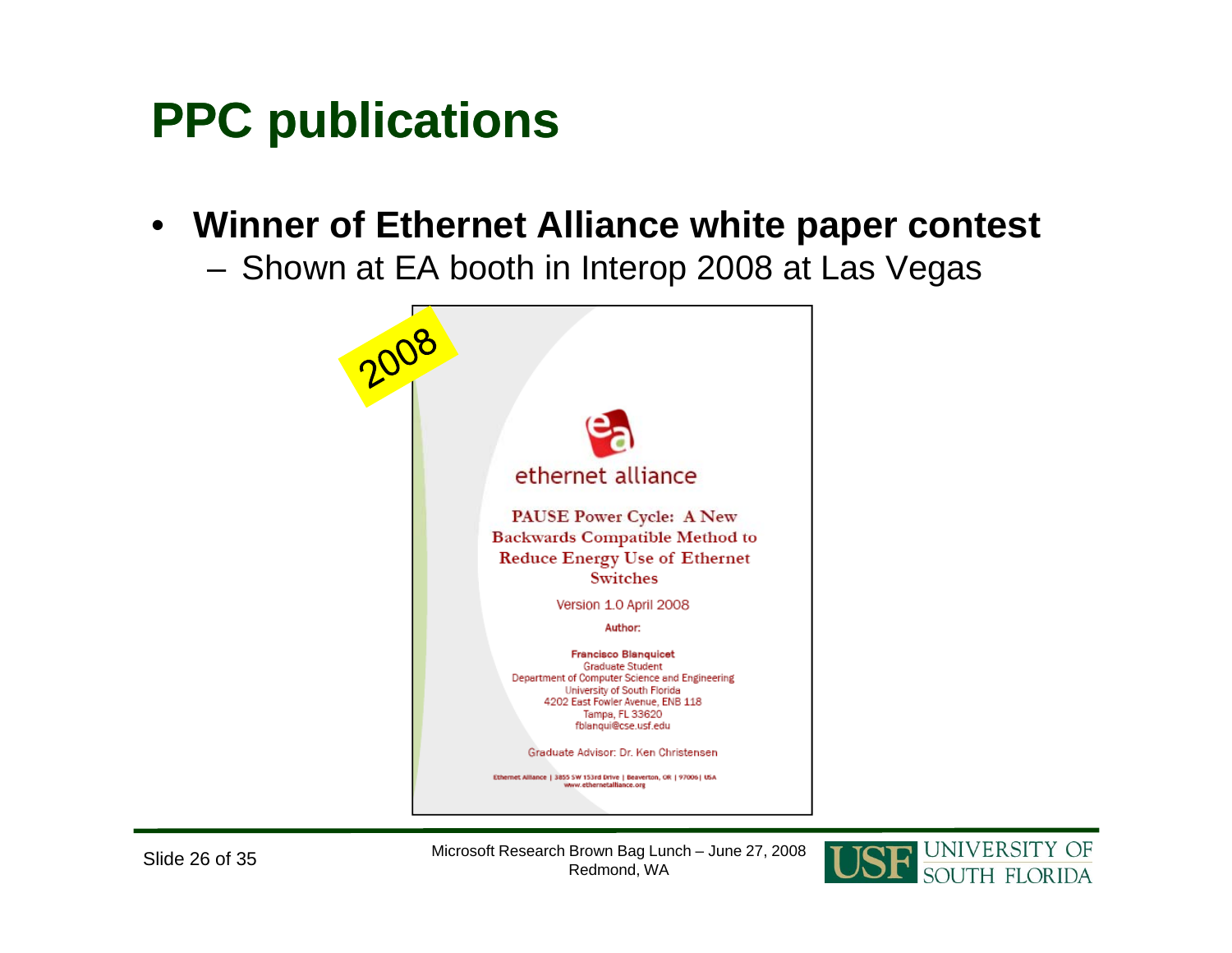# PPC publications

- **Winner of Ethernet Alliance white paper contest**
  - Shown at EA booth in Interop 2008 at Las Vegas

2008

ethernet alliance

**PAUSE Power Cycle: A New Backwards Compatible Method to Reduce Energy Use of Ethernet Switches**

Version 1.0 April 2008

**Author:**

**Francisco Blanquicet**
Graduate Student
Department of Computer Science and Engineering
University of South Florida
4202 East Fowler Avenue, ENB 118
Tampa, FL 33620
fblanqui@cse.usf.edu

Graduate Advisor: Dr. Ken Christensen

Ethernet Alliance | 3855 SW 153rd Drive | Beaverton, OR | 97006 | USA
www.ethernetalliance.org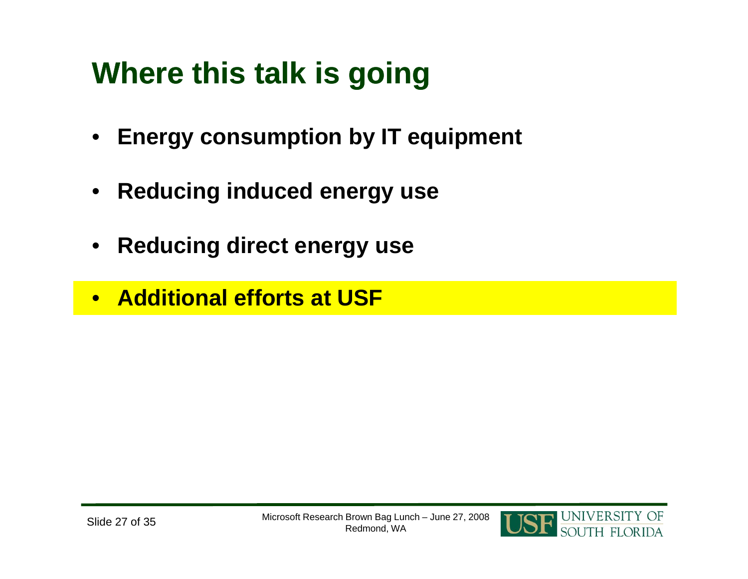# Where this talk is going

- **Energy consumption by IT equipment**
- **Reducing induced energy use**
- **Reducing direct energy use**
- **Additional efforts at USF**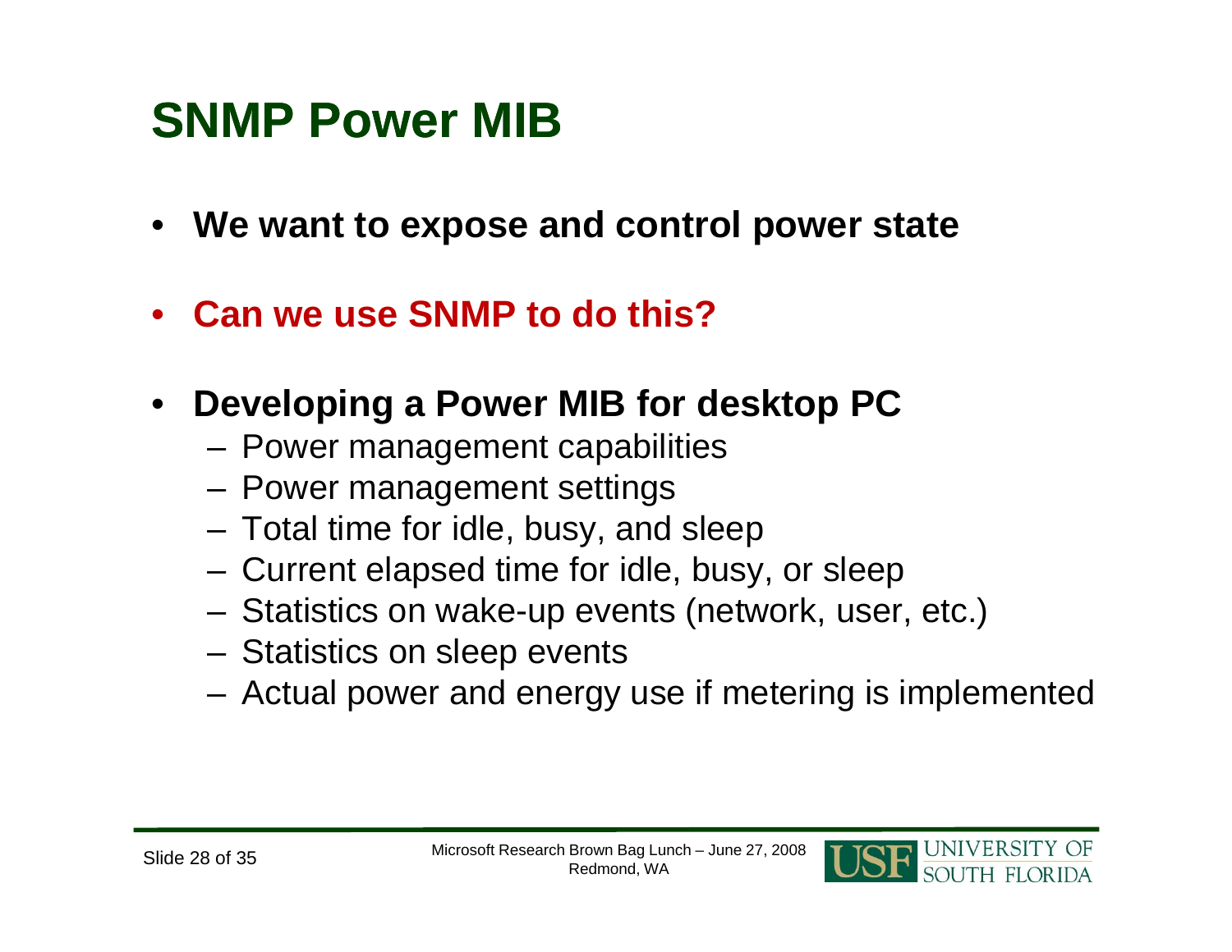# SNMP Power MIB

- **We want to expose and control power state**
- **Can we use SNMP to do this?**
- **Developing a Power MIB for desktop PC**
  - Power management capabilities
  - Power management settings
  - Total time for idle, busy, and sleep
  - Current elapsed time for idle, busy, or sleep
  - Statistics on wake-up events (network, user, etc.)
  - Statistics on sleep events
  - Actual power and energy use if metering is implemented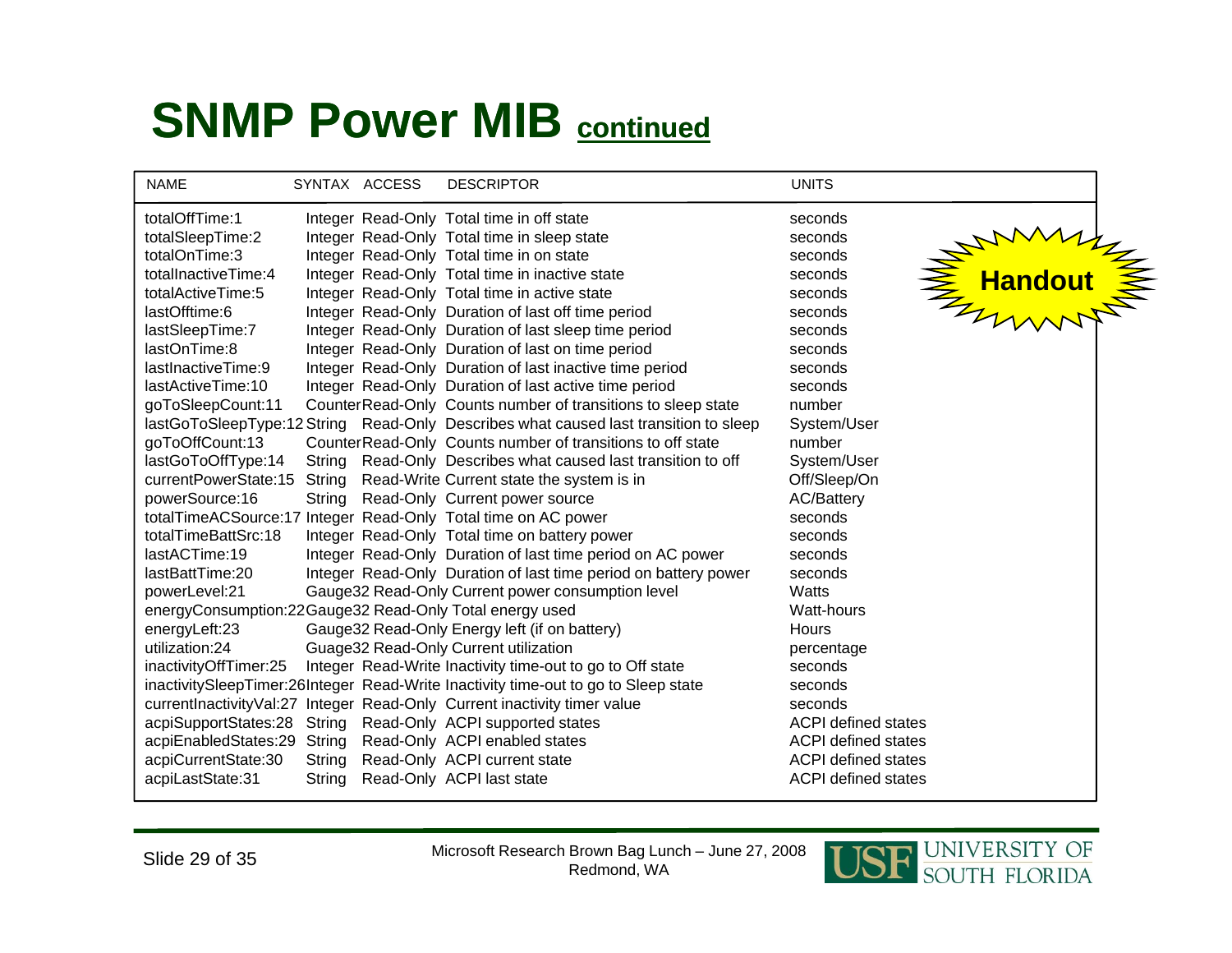# SNMP Power MIB continued

**Handout**

| NAME | SYNTAX | ACCESS | DESCRIPTOR | UNITS |
|---|---|---|---|---|
| totalOffTime:1 | Integer | Read-Only | Total time in off state | seconds |
| totalSleepTime:2 | Integer | Read-Only | Total time in sleep state | seconds |
| totalOnTime:3 | Integer | Read-Only | Total time in on state | seconds |
| totalInactiveTime:4 | Integer | Read-Only | Total time in inactive state | seconds |
| totalActiveTime:5 | Integer | Read-Only | Total time in active state | seconds |
| lastOfftime:6 | Integer | Read-Only | Duration of last off time period | seconds |
| lastSleepTime:7 | Integer | Read-Only | Duration of last sleep time period | seconds |
| lastOnTime:8 | Integer | Read-Only | Duration of last on time period | seconds |
| lastInactiveTime:9 | Integer | Read-Only | Duration of last inactive time period | seconds |
| lastActiveTime:10 | Integer | Read-Only | Duration of last active time period | seconds |
| goToSleepCount:11 | Counter | Read-Only | Counts number of transitions to sleep state | number |
| lastGoToSleepType:12 | String | Read-Only | Describes what caused last transition to sleep | System/User |
| goToOffCount:13 | Counter | Read-Only | Counts number of transitions to off state | number |
| lastGoToOffType:14 | String | Read-Only | Describes what caused last transition to off | System/User |
| currentPowerState:15 | String | Read-Write | Current state the system is in | Off/Sleep/On |
| powerSource:16 | String | Read-Only | Current power source | AC/Battery |
| totalTimeACSource:17 | Integer | Read-Only | Total time on AC power | seconds |
| totalTimeBattSrc:18 | Integer | Read-Only | Total time on battery power | seconds |
| lastACTime:19 | Integer | Read-Only | Duration of last time period on AC power | seconds |
| lastBattTime:20 | Integer | Read-Only | Duration of last time period on battery power | seconds |
| powerLevel:21 | Gauge32 | Read-Only | Current power consumption level | Watts |
| energyConsumption:22 | Gauge32 | Read-Only | Total energy used | Watt-hours |
| energyLeft:23 | Gauge32 | Read-Only | Energy left (if on battery) | Hours |
| utilization:24 | Guage32 | Read-Only | Current utilization | percentage |
| inactivityOffTimer:25 | Integer | Read-Write | Inactivity time-out to go to Off state | seconds |
| inactivitySleepTimer:26 | Integer | Read-Write | Inactivity time-out to go to Sleep state | seconds |
| currentInactivityVal:27 | Integer | Read-Only | Current inactivity timer value | seconds |
| acpiSupportStates:28 | String | Read-Only | ACPI supported states | ACPI defined states |
| acpiEnabledStates:29 | String | Read-Only | ACPI enabled states | ACPI defined states |
| acpiCurrentState:30 | String | Read-Only | ACPI current state | ACPI defined states |
| acpiLastState:31 | String | Read-Only | ACPI last state | ACPI defined states |

Microsoft Research Brown Bag Lunch – June 27, 2008
Redmond, WA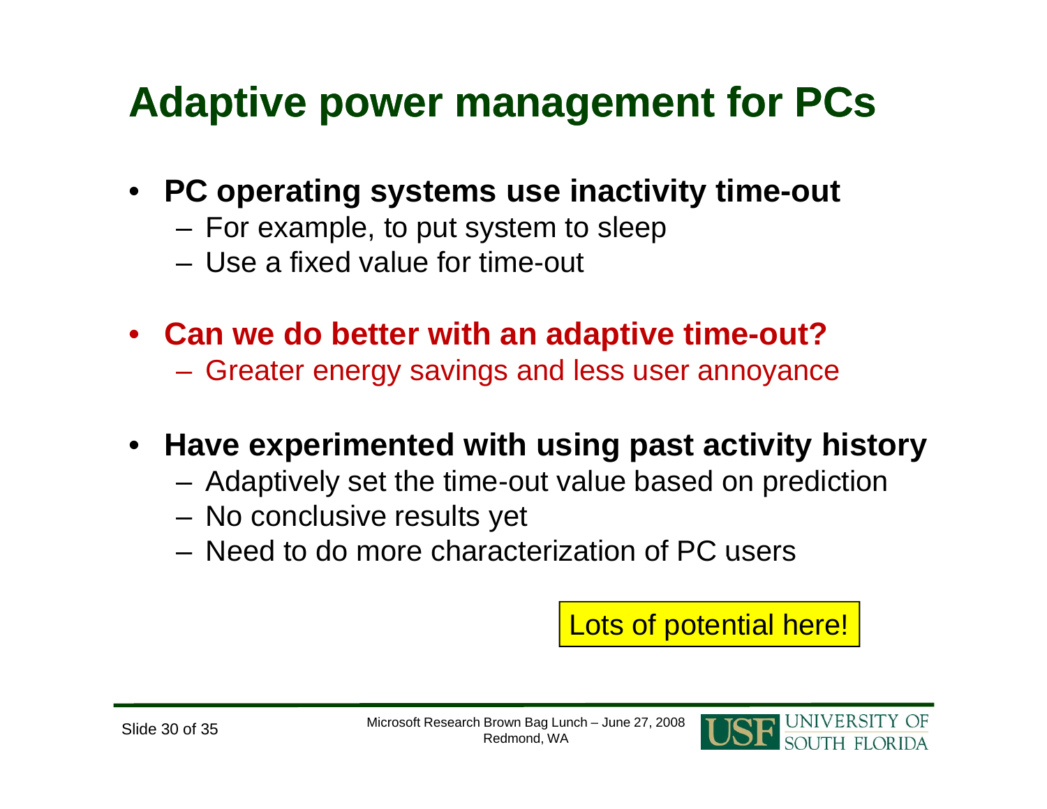# Adaptive power management for PCs

- **PC operating systems use inactivity time-out**
  - For example, to put system to sleep
  - Use a fixed value for time-out

- **Can we do better with an adaptive time-out?**
  - Greater energy savings and less user annoyance

- **Have experimented with using past activity history**
  - Adaptively set the time-out value based on prediction
  - No conclusive results yet
  - Need to do more characterization of PC users

Lots of potential here!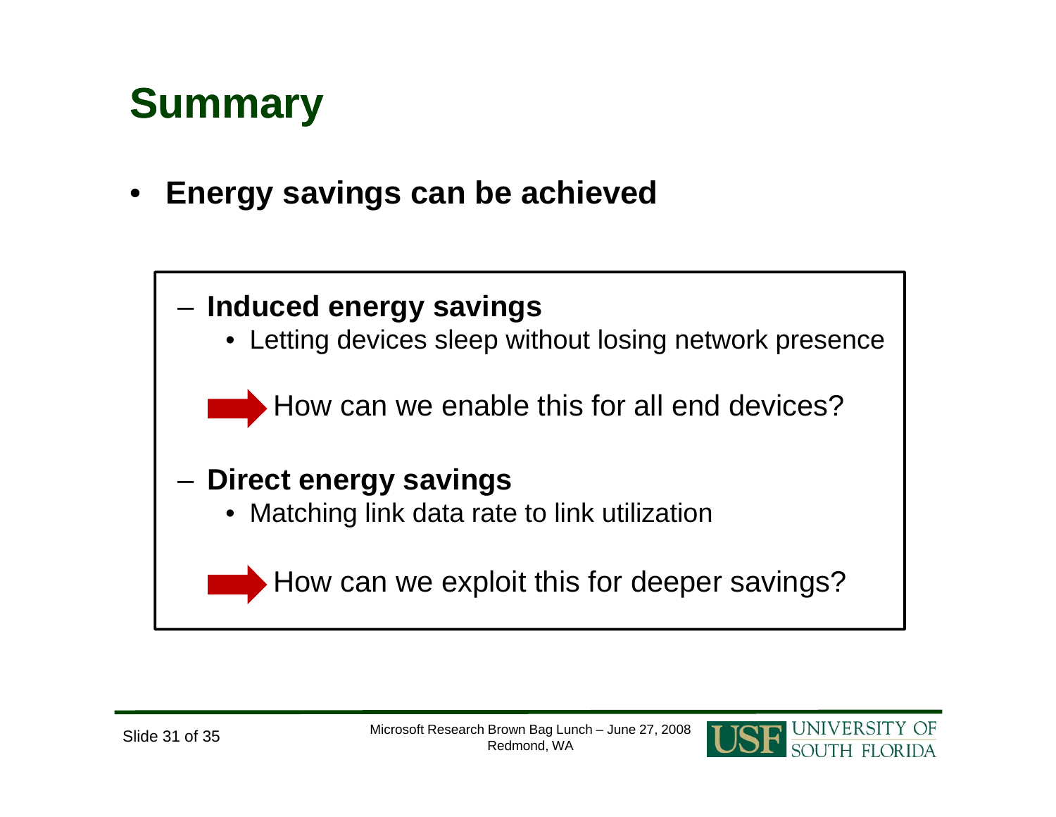# Summary

- **Energy savings can be achieved**
  - **Induced energy savings**
    - Letting devices sleep without losing network presence

    ➡ How can we enable this for all end devices?

  - **Direct energy savings**
    - Matching link data rate to link utilization

    ➡ How can we exploit this for deeper savings?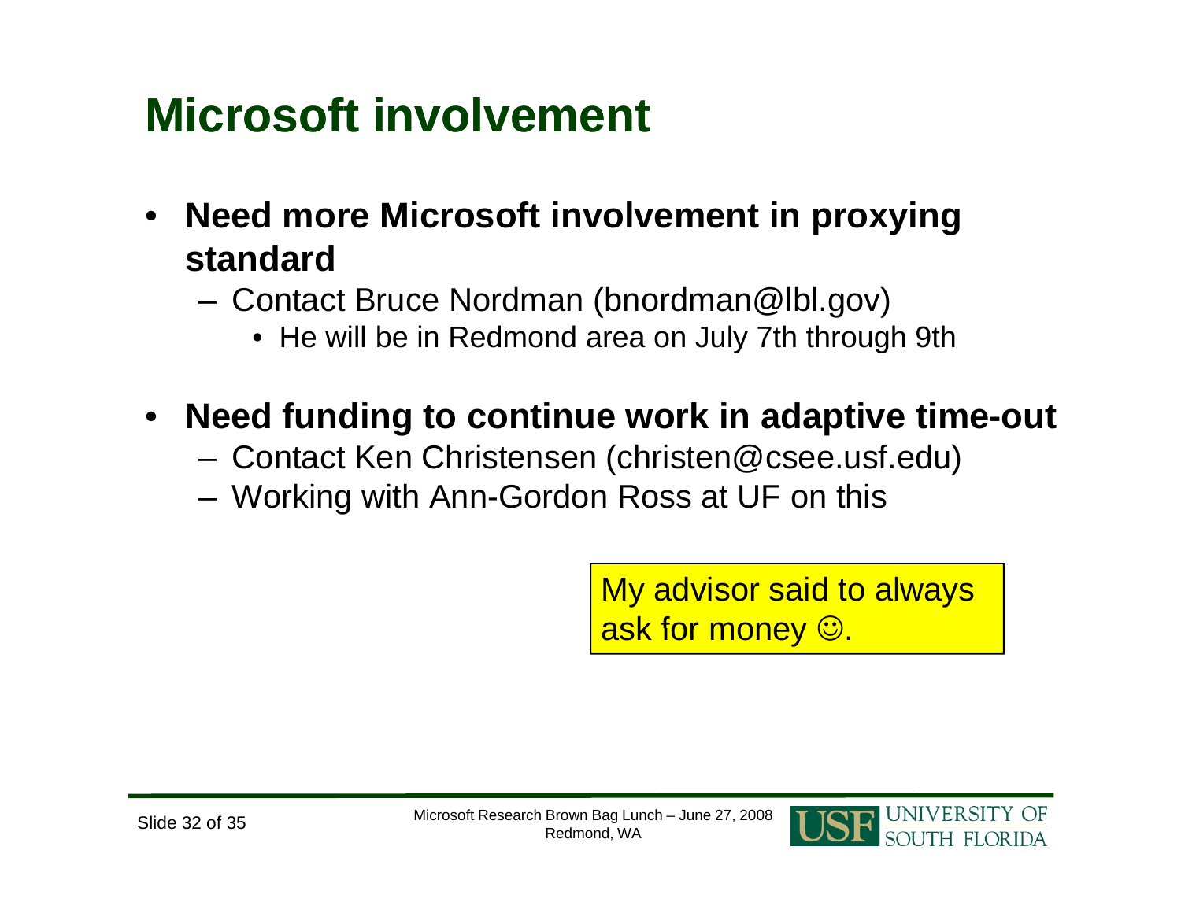# Microsoft involvement

- **Need more Microsoft involvement in proxying standard**
  - Contact Bruce Nordman (bnordman@lbl.gov)
    - He will be in Redmond area on July 7th through 9th
- **Need funding to continue work in adaptive time-out**
  - Contact Ken Christensen (christen@csee.usf.edu)
  - Working with Ann-Gordon Ross at UF on this

My advisor said to always ask for money ☺.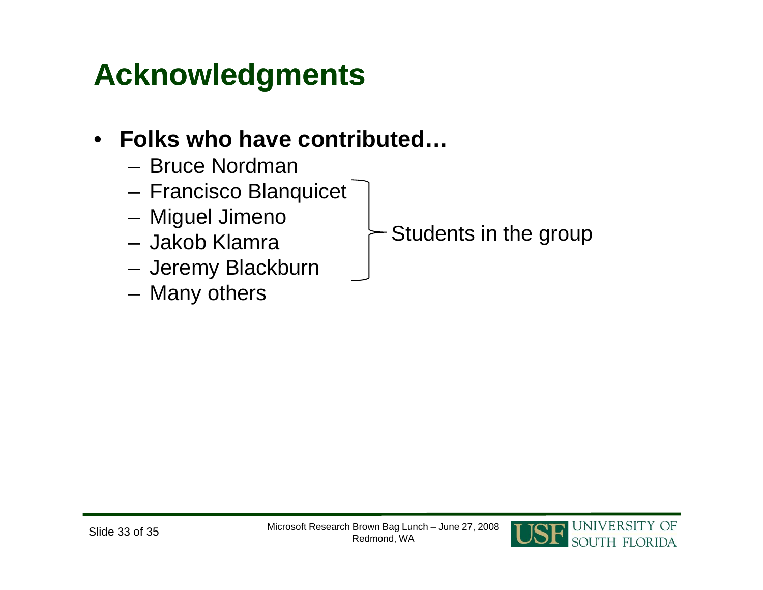# Acknowledgments

- **Folks who have contributed…**
  - Bruce Nordman
  - Francisco Blanquicet
  - Miguel Jimeno
  - Jakob Klamra
  - Jeremy Blackburn
  - Many others

Students in the group (Francisco Blanquicet, Miguel Jimeno, Jakob Klamra, Jeremy Blackburn)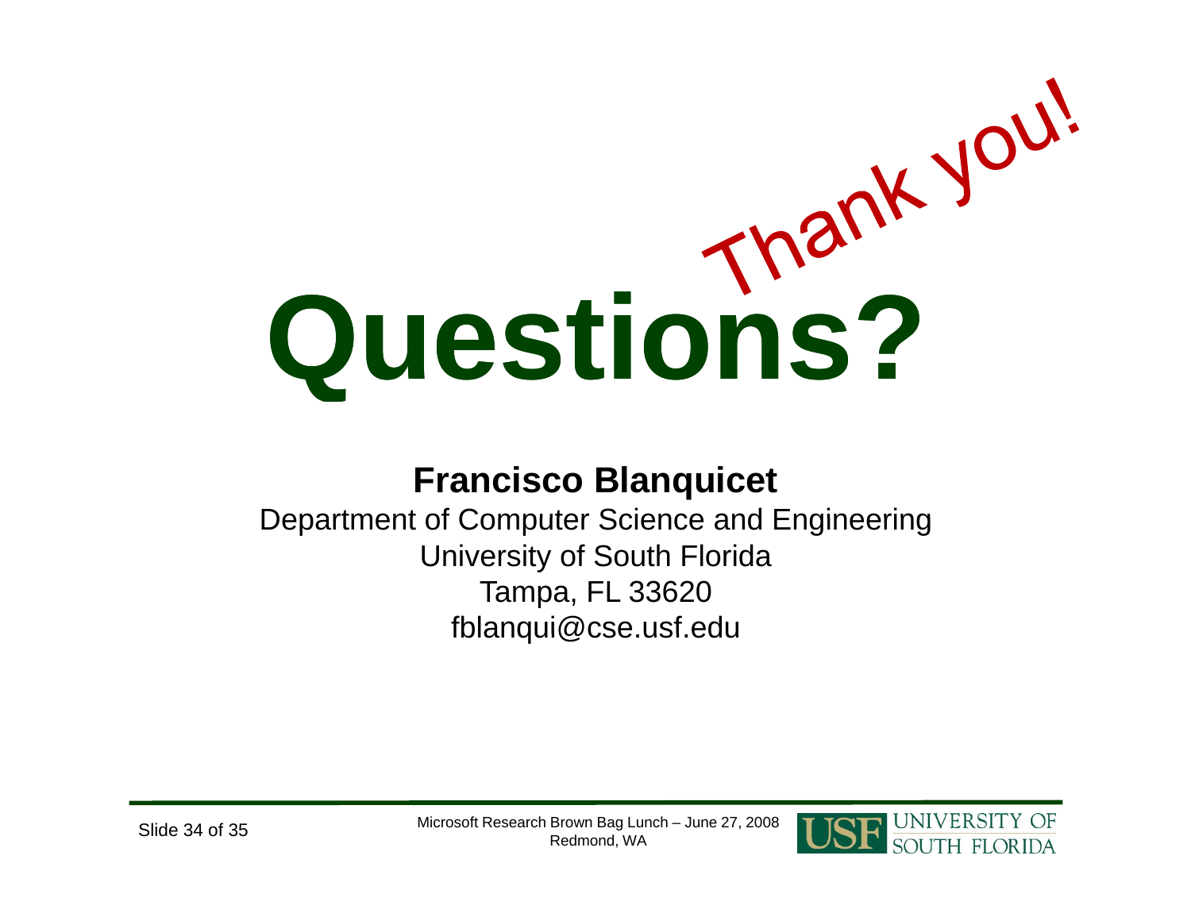*Thank you!*

# Questions?

**Francisco Blanquicet**

Department of Computer Science and Engineering

University of South Florida

Tampa, FL 33620

fblanqui@cse.usf.edu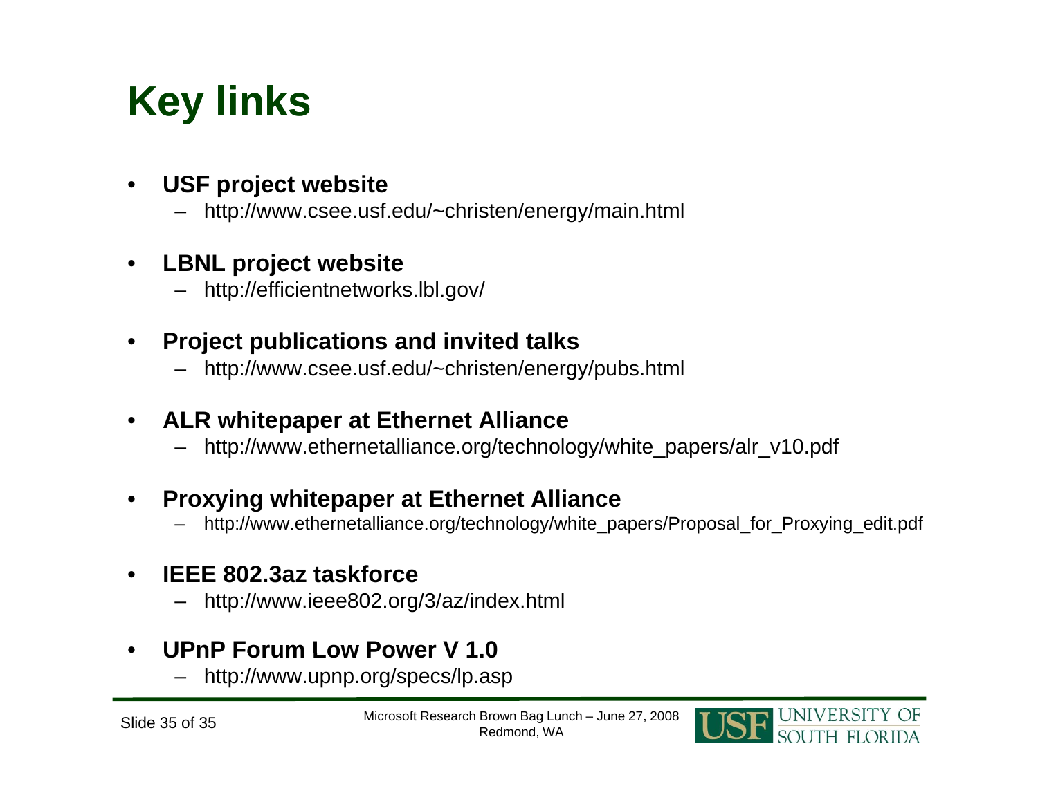# Key links

- **USF project website**
  - http://www.csee.usf.edu/~christen/energy/main.html
- **LBNL project website**
  - http://efficientnetworks.lbl.gov/
- **Project publications and invited talks**
  - http://www.csee.usf.edu/~christen/energy/pubs.html
- **ALR whitepaper at Ethernet Alliance**
  - http://www.ethernetalliance.org/technology/white_papers/alr_v10.pdf
- **Proxying whitepaper at Ethernet Alliance**
  - http://www.ethernetalliance.org/technology/white_papers/Proposal_for_Proxying_edit.pdf
- **IEEE 802.3az taskforce**
  - http://www.ieee802.org/3/az/index.html
- **UPnP Forum Low Power V 1.0**
  - http://www.upnp.org/specs/lp.asp